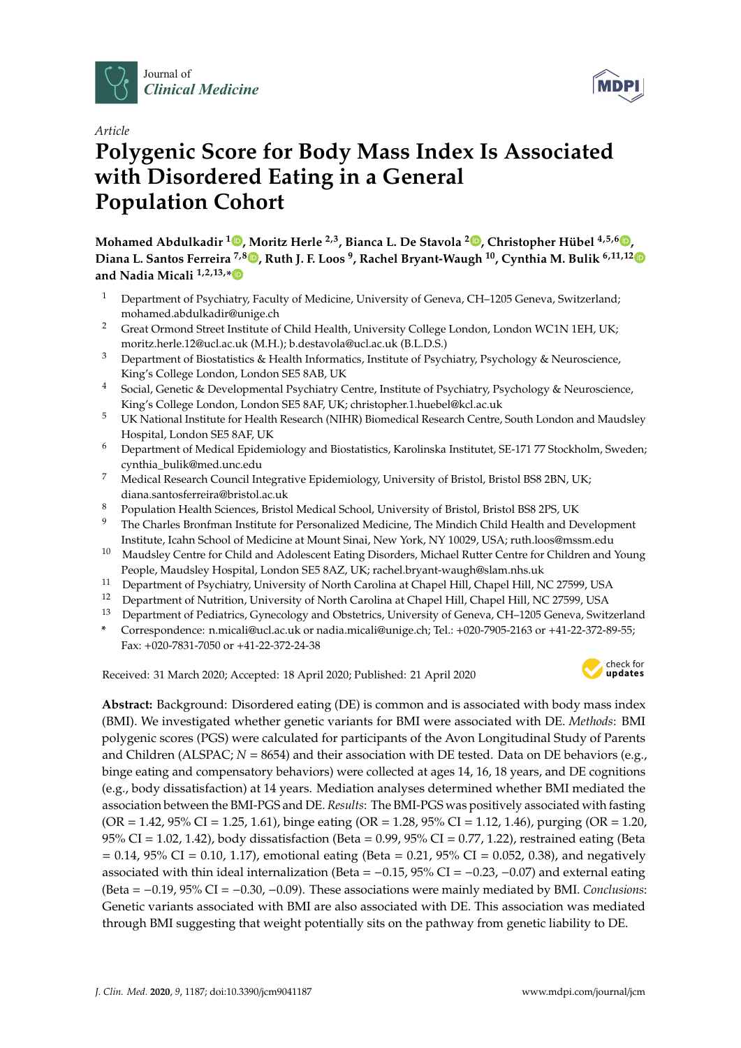Article

# Polygenic Score for Body Mass Index Is Associated with Disordered Eating in a General Population Cohort

**Mohamed Abdulkadir [1], Moritz Herle [2,3], Bianca L. De Stavola [2], Christopher Hübel [4,5,6], Diana L. Santos Ferreira [7,8], Ruth J. F. Loos [9], Rachel Bryant-Waugh [10], Cynthia M. Bulik [6,11,12] and Nadia Micali [1,2,13,*]**

1. Department of Psychiatry, Faculty of Medicine, University of Geneva, CH–1205 Geneva, Switzerland; mohamed.abdulkadir@unige.ch
2. Great Ormond Street Institute of Child Health, University College London, London WC1N 1EH, UK; moritz.herle.12@ucl.ac.uk (M.H.); b.destavola@ucl.ac.uk (B.L.D.S.)
3. Department of Biostatistics & Health Informatics, Institute of Psychiatry, Psychology & Neuroscience, King's College London, London SE5 8AB, UK
4. Social, Genetic & Developmental Psychiatry Centre, Institute of Psychiatry, Psychology & Neuroscience, King's College London, London SE5 8AF, UK; christopher.1.huebel@kcl.ac.uk
5. UK National Institute for Health Research (NIHR) Biomedical Research Centre, South London and Maudsley Hospital, London SE5 8AF, UK
6. Department of Medical Epidemiology and Biostatistics, Karolinska Institutet, SE-171 77 Stockholm, Sweden; cynthia_bulik@med.unc.edu
7. Medical Research Council Integrative Epidemiology, University of Bristol, Bristol BS8 2BN, UK; diana.santosferreira@bristol.ac.uk
8. Population Health Sciences, Bristol Medical School, University of Bristol, Bristol BS8 2PS, UK
9. The Charles Bronfman Institute for Personalized Medicine, The Mindich Child Health and Development Institute, Icahn School of Medicine at Mount Sinai, New York, NY 10029, USA; ruth.loos@mssm.edu
10. Maudsley Centre for Child and Adolescent Eating Disorders, Michael Rutter Centre for Children and Young People, Maudsley Hospital, London SE5 8AZ, UK; rachel.bryant-waugh@slam.nhs.uk
11. Department of Psychiatry, University of North Carolina at Chapel Hill, Chapel Hill, NC 27599, USA
12. Department of Nutrition, University of North Carolina at Chapel Hill, Chapel Hill, NC 27599, USA
13. Department of Pediatrics, Gynecology and Obstetrics, University of Geneva, CH–1205 Geneva, Switzerland

\* Correspondence: n.micali@ucl.ac.uk or nadia.micali@unige.ch; Tel.: +020-7905-2163 or +41-22-372-89-55; Fax: +020-7831-7050 or +41-22-372-24-38

Received: 31 March 2020; Accepted: 18 April 2020; Published: 21 April 2020

**Abstract:** Background: Disordered eating (DE) is common and is associated with body mass index (BMI). We investigated whether genetic variants for BMI were associated with DE. *Methods*: BMI polygenic scores (PGS) were calculated for participants of the Avon Longitudinal Study of Parents and Children (ALSPAC; $N = 8654$) and their association with DE tested. Data on DE behaviors (e.g., binge eating and compensatory behaviors) were collected at ages 14, 16, 18 years, and DE cognitions (e.g., body dissatisfaction) at 14 years. Mediation analyses determined whether BMI mediated the association between the BMI-PGS and DE. *Results*: The BMI-PGS was positively associated with fasting (OR = 1.42, 95% CI = 1.25, 1.61), binge eating (OR = 1.28, 95% CI = 1.12, 1.46), purging (OR = 1.20, 95% CI = 1.02, 1.42), body dissatisfaction (Beta = 0.99, 95% CI = 0.77, 1.22), restrained eating (Beta = 0.14, 95% CI = 0.10, 1.17), emotional eating (Beta = 0.21, 95% CI = 0.052, 0.38), and negatively associated with thin ideal internalization (Beta = −0.15, 95% CI = −0.23, −0.07) and external eating (Beta = −0.19, 95% CI = −0.30, −0.09). These associations were mainly mediated by BMI. *Conclusions*: Genetic variants associated with BMI are also associated with DE. This association was mediated through BMI suggesting that weight potentially sits on the pathway from genetic liability to DE.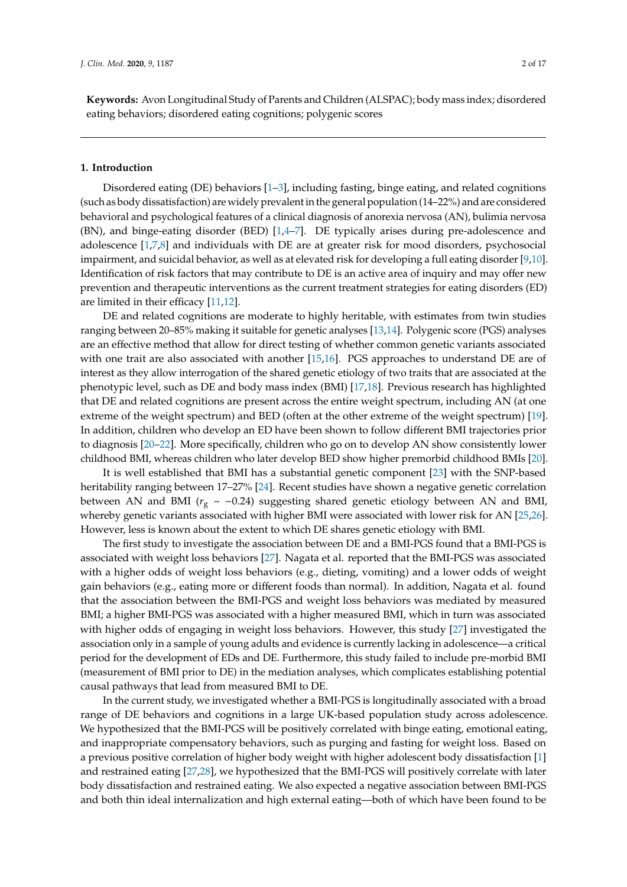**Keywords:** Avon Longitudinal Study of Parents and Children (ALSPAC); body mass index; disordered eating behaviors; disordered eating cognitions; polygenic scores

## 1. Introduction

Disordered eating (DE) behaviors [1–3], including fasting, binge eating, and related cognitions (such as body dissatisfaction) are widely prevalent in the general population (14–22%) and are considered behavioral and psychological features of a clinical diagnosis of anorexia nervosa (AN), bulimia nervosa (BN), and binge-eating disorder (BED) [1,4–7]. DE typically arises during pre-adolescence and adolescence [1,7,8] and individuals with DE are at greater risk for mood disorders, psychosocial impairment, and suicidal behavior, as well as at elevated risk for developing a full eating disorder [9,10]. Identification of risk factors that may contribute to DE is an active area of inquiry and may offer new prevention and therapeutic interventions as the current treatment strategies for eating disorders (ED) are limited in their efficacy [11,12].

DE and related cognitions are moderate to highly heritable, with estimates from twin studies ranging between 20–85% making it suitable for genetic analyses [13,14]. Polygenic score (PGS) analyses are an effective method that allow for direct testing of whether common genetic variants associated with one trait are also associated with another [15,16]. PGS approaches to understand DE are of interest as they allow interrogation of the shared genetic etiology of two traits that are associated at the phenotypic level, such as DE and body mass index (BMI) [17,18]. Previous research has highlighted that DE and related cognitions are present across the entire weight spectrum, including AN (at one extreme of the weight spectrum) and BED (often at the other extreme of the weight spectrum) [19]. In addition, children who develop an ED have been shown to follow different BMI trajectories prior to diagnosis [20–22]. More specifically, children who go on to develop AN show consistently lower childhood BMI, whereas children who later develop BED show higher premorbid childhood BMIs [20].

It is well established that BMI has a substantial genetic component [23] with the SNP-based heritability ranging between 17–27% [24]. Recent studies have shown a negative genetic correlation between AN and BMI ($r_g \sim -0.24$) suggesting shared genetic etiology between AN and BMI, whereby genetic variants associated with higher BMI were associated with lower risk for AN [25,26]. However, less is known about the extent to which DE shares genetic etiology with BMI.

The first study to investigate the association between DE and a BMI-PGS found that a BMI-PGS is associated with weight loss behaviors [27]. Nagata et al. reported that the BMI-PGS was associated with a higher odds of weight loss behaviors (e.g., dieting, vomiting) and a lower odds of weight gain behaviors (e.g., eating more or different foods than normal). In addition, Nagata et al. found that the association between the BMI-PGS and weight loss behaviors was mediated by measured BMI; a higher BMI-PGS was associated with a higher measured BMI, which in turn was associated with higher odds of engaging in weight loss behaviors. However, this study [27] investigated the association only in a sample of young adults and evidence is currently lacking in adolescence—a critical period for the development of EDs and DE. Furthermore, this study failed to include pre-morbid BMI (measurement of BMI prior to DE) in the mediation analyses, which complicates establishing potential causal pathways that lead from measured BMI to DE.

In the current study, we investigated whether a BMI-PGS is longitudinally associated with a broad range of DE behaviors and cognitions in a large UK-based population study across adolescence. We hypothesized that the BMI-PGS will be positively correlated with binge eating, emotional eating, and inappropriate compensatory behaviors, such as purging and fasting for weight loss. Based on a previous positive correlation of higher body weight with higher adolescent body dissatisfaction [1] and restrained eating [27,28], we hypothesized that the BMI-PGS will positively correlate with later body dissatisfaction and restrained eating. We also expected a negative association between BMI-PGS and both thin ideal internalization and high external eating—both of which have been found to be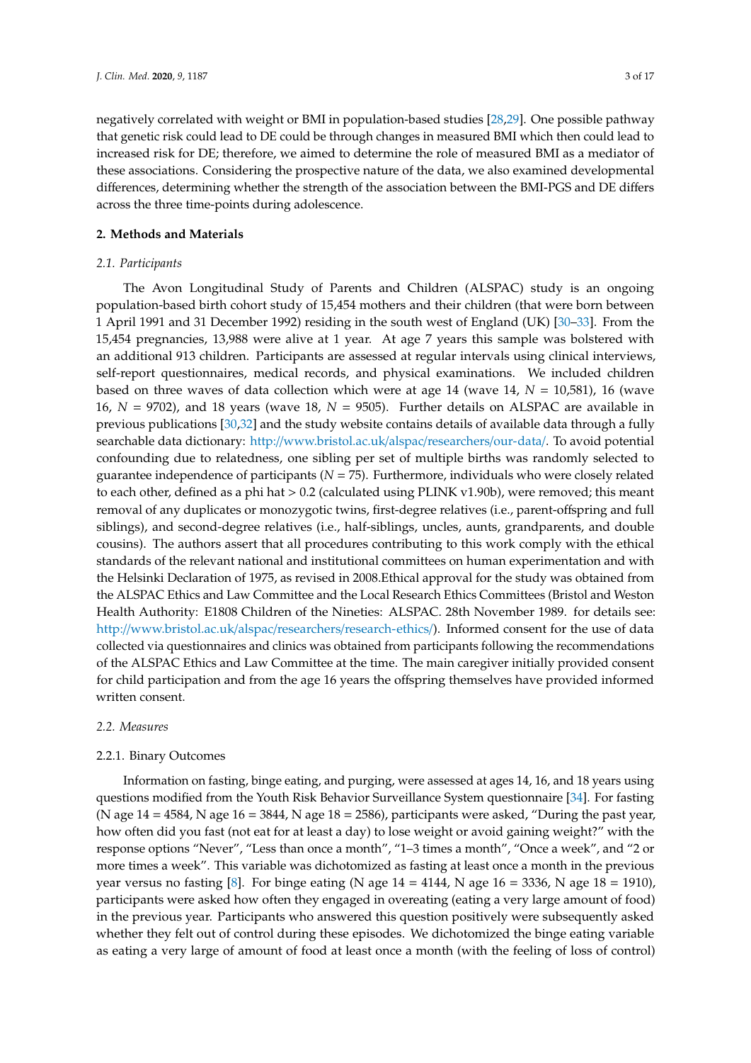negatively correlated with weight or BMI in population-based studies [28,29]. One possible pathway that genetic risk could lead to DE could be through changes in measured BMI which then could lead to increased risk for DE; therefore, we aimed to determine the role of measured BMI as a mediator of these associations. Considering the prospective nature of the data, we also examined developmental differences, determining whether the strength of the association between the BMI-PGS and DE differs across the three time-points during adolescence.

## 2. Methods and Materials

### 2.1. Participants

The Avon Longitudinal Study of Parents and Children (ALSPAC) study is an ongoing population-based birth cohort study of 15,454 mothers and their children (that were born between 1 April 1991 and 31 December 1992) residing in the south west of England (UK) [30–33]. From the 15,454 pregnancies, 13,988 were alive at 1 year. At age 7 years this sample was bolstered with an additional 913 children. Participants are assessed at regular intervals using clinical interviews, self-report questionnaires, medical records, and physical examinations. We included children based on three waves of data collection which were at age 14 (wave 14, *N* = 10,581), 16 (wave 16, *N* = 9702), and 18 years (wave 18, *N* = 9505). Further details on ALSPAC are available in previous publications [30,32] and the study website contains details of available data through a fully searchable data dictionary: http://www.bristol.ac.uk/alspac/researchers/our-data/. To avoid potential confounding due to relatedness, one sibling per set of multiple births was randomly selected to guarantee independence of participants (*N* = 75). Furthermore, individuals who were closely related to each other, defined as a phi hat > 0.2 (calculated using PLINK v1.90b), were removed; this meant removal of any duplicates or monozygotic twins, first-degree relatives (i.e., parent-offspring and full siblings), and second-degree relatives (i.e., half-siblings, uncles, aunts, grandparents, and double cousins). The authors assert that all procedures contributing to this work comply with the ethical standards of the relevant national and institutional committees on human experimentation and with the Helsinki Declaration of 1975, as revised in 2008.Ethical approval for the study was obtained from the ALSPAC Ethics and Law Committee and the Local Research Ethics Committees (Bristol and Weston Health Authority: E1808 Children of the Nineties: ALSPAC. 28th November 1989. for details see: http://www.bristol.ac.uk/alspac/researchers/research-ethics/). Informed consent for the use of data collected via questionnaires and clinics was obtained from participants following the recommendations of the ALSPAC Ethics and Law Committee at the time. The main caregiver initially provided consent for child participation and from the age 16 years the offspring themselves have provided informed written consent.

### 2.2. Measures

#### 2.2.1. Binary Outcomes

Information on fasting, binge eating, and purging, were assessed at ages 14, 16, and 18 years using questions modified from the Youth Risk Behavior Surveillance System questionnaire [34]. For fasting (N age 14 = 4584, N age 16 = 3844, N age 18 = 2586), participants were asked, "During the past year, how often did you fast (not eat for at least a day) to lose weight or avoid gaining weight?" with the response options "Never", "Less than once a month", "1–3 times a month", "Once a week", and "2 or more times a week". This variable was dichotomized as fasting at least once a month in the previous year versus no fasting [8]. For binge eating (N age 14 = 4144, N age 16 = 3336, N age 18 = 1910), participants were asked how often they engaged in overeating (eating a very large amount of food) in the previous year. Participants who answered this question positively were subsequently asked whether they felt out of control during these episodes. We dichotomized the binge eating variable as eating a very large of amount of food at least once a month (with the feeling of loss of control)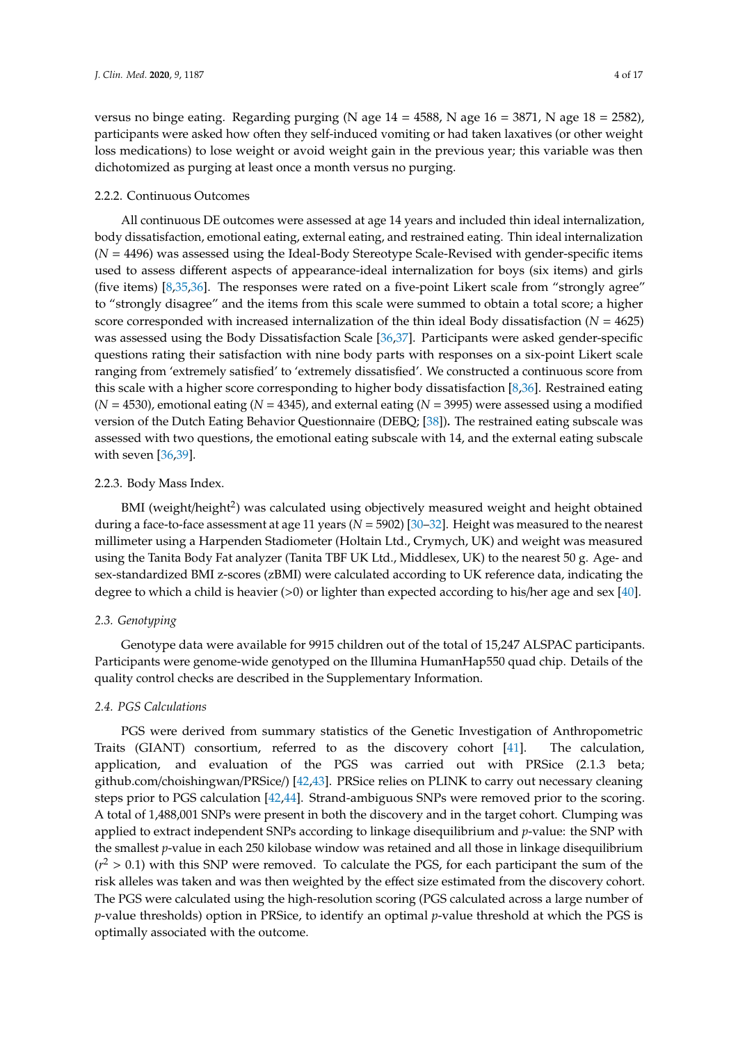versus no binge eating. Regarding purging (N age 14 = 4588, N age 16 = 3871, N age 18 = 2582), participants were asked how often they self-induced vomiting or had taken laxatives (or other weight loss medications) to lose weight or avoid weight gain in the previous year; this variable was then dichotomized as purging at least once a month versus no purging.

#### 2.2.2. Continuous Outcomes

All continuous DE outcomes were assessed at age 14 years and included thin ideal internalization, body dissatisfaction, emotional eating, external eating, and restrained eating. Thin ideal internalization (*N* = 4496) was assessed using the Ideal-Body Stereotype Scale-Revised with gender-specific items used to assess different aspects of appearance-ideal internalization for boys (six items) and girls (five items) [8,35,36]. The responses were rated on a five-point Likert scale from "strongly agree" to "strongly disagree" and the items from this scale were summed to obtain a total score; a higher score corresponded with increased internalization of the thin ideal Body dissatisfaction (*N* = 4625) was assessed using the Body Dissatisfaction Scale [36,37]. Participants were asked gender-specific questions rating their satisfaction with nine body parts with responses on a six-point Likert scale ranging from 'extremely satisfied' to 'extremely dissatisfied'. We constructed a continuous score from this scale with a higher score corresponding to higher body dissatisfaction [8,36]. Restrained eating (*N* = 4530), emotional eating (*N* = 4345), and external eating (*N* = 3995) were assessed using a modified version of the Dutch Eating Behavior Questionnaire (DEBQ; [38]). The restrained eating subscale was assessed with two questions, the emotional eating subscale with 14, and the external eating subscale with seven [36,39].

#### 2.2.3. Body Mass Index.

BMI (weight/height$^2$) was calculated using objectively measured weight and height obtained during a face-to-face assessment at age 11 years (*N* = 5902) [30–32]. Height was measured to the nearest millimeter using a Harpenden Stadiometer (Holtain Ltd., Crymych, UK) and weight was measured using the Tanita Body Fat analyzer (Tanita TBF UK Ltd., Middlesex, UK) to the nearest 50 g. Age- and sex-standardized BMI z-scores (zBMI) were calculated according to UK reference data, indicating the degree to which a child is heavier (>0) or lighter than expected according to his/her age and sex [40].

### *2.3. Genotyping*

Genotype data were available for 9915 children out of the total of 15,247 ALSPAC participants. Participants were genome-wide genotyped on the Illumina HumanHap550 quad chip. Details of the quality control checks are described in the Supplementary Information.

### *2.4. PGS Calculations*

PGS were derived from summary statistics of the Genetic Investigation of Anthropometric Traits (GIANT) consortium, referred to as the discovery cohort [41]. The calculation, application, and evaluation of the PGS was carried out with PRSice (2.1.3 beta; github.com/choishingwan/PRSice/) [42,43]. PRSice relies on PLINK to carry out necessary cleaning steps prior to PGS calculation [42,44]. Strand-ambiguous SNPs were removed prior to the scoring. A total of 1,488,001 SNPs were present in both the discovery and in the target cohort. Clumping was applied to extract independent SNPs according to linkage disequilibrium and *p*-value: the SNP with the smallest *p*-value in each 250 kilobase window was retained and all those in linkage disequilibrium ($r^2 > 0.1$) with this SNP were removed. To calculate the PGS, for each participant the sum of the risk alleles was taken and was then weighted by the effect size estimated from the discovery cohort. The PGS were calculated using the high-resolution scoring (PGS calculated across a large number of *p*-value thresholds) option in PRSice, to identify an optimal *p*-value threshold at which the PGS is optimally associated with the outcome.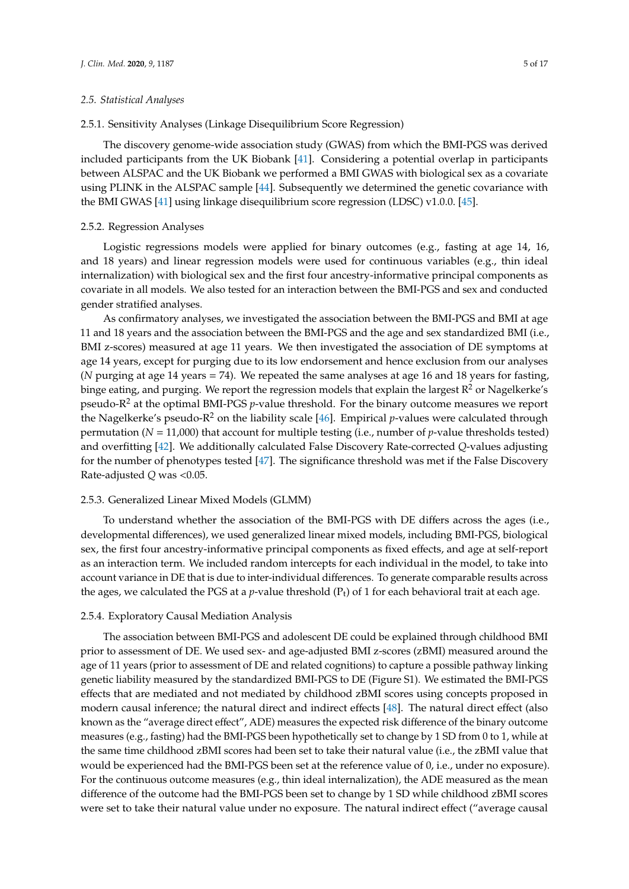### 2.5. Statistical Analyses

#### 2.5.1. Sensitivity Analyses (Linkage Disequilibrium Score Regression)

The discovery genome-wide association study (GWAS) from which the BMI-PGS was derived included participants from the UK Biobank [41]. Considering a potential overlap in participants between ALSPAC and the UK Biobank we performed a BMI GWAS with biological sex as a covariate using PLINK in the ALSPAC sample [44]. Subsequently we determined the genetic covariance with the BMI GWAS [41] using linkage disequilibrium score regression (LDSC) v1.0.0. [45].

#### 2.5.2. Regression Analyses

Logistic regressions models were applied for binary outcomes (e.g., fasting at age 14, 16, and 18 years) and linear regression models were used for continuous variables (e.g., thin ideal internalization) with biological sex and the first four ancestry-informative principal components as covariate in all models. We also tested for an interaction between the BMI-PGS and sex and conducted gender stratified analyses.

As confirmatory analyses, we investigated the association between the BMI-PGS and BMI at age 11 and 18 years and the association between the BMI-PGS and the age and sex standardized BMI (i.e., BMI z-scores) measured at age 11 years. We then investigated the association of DE symptoms at age 14 years, except for purging due to its low endorsement and hence exclusion from our analyses ($N$ purging at age 14 years = 74). We repeated the same analyses at age 16 and 18 years for fasting, binge eating, and purging. We report the regression models that explain the largest $R^2$ or Nagelkerke's pseudo-$R^2$ at the optimal BMI-PGS $p$-value threshold. For the binary outcome measures we report the Nagelkerke's pseudo-$R^2$ on the liability scale [46]. Empirical $p$-values were calculated through permutation ($N$ = 11,000) that account for multiple testing (i.e., number of $p$-value thresholds tested) and overfitting [42]. We additionally calculated False Discovery Rate-corrected $Q$-values adjusting for the number of phenotypes tested [47]. The significance threshold was met if the False Discovery Rate-adjusted $Q$ was <0.05.

#### 2.5.3. Generalized Linear Mixed Models (GLMM)

To understand whether the association of the BMI-PGS with DE differs across the ages (i.e., developmental differences), we used generalized linear mixed models, including BMI-PGS, biological sex, the first four ancestry-informative principal components as fixed effects, and age at self-report as an interaction term. We included random intercepts for each individual in the model, to take into account variance in DE that is due to inter-individual differences. To generate comparable results across the ages, we calculated the PGS at a $p$-value threshold ($P_t$) of 1 for each behavioral trait at each age.

#### 2.5.4. Exploratory Causal Mediation Analysis

The association between BMI-PGS and adolescent DE could be explained through childhood BMI prior to assessment of DE. We used sex- and age-adjusted BMI z-scores (zBMI) measured around the age of 11 years (prior to assessment of DE and related cognitions) to capture a possible pathway linking genetic liability measured by the standardized BMI-PGS to DE (Figure S1). We estimated the BMI-PGS effects that are mediated and not mediated by childhood zBMI scores using concepts proposed in modern causal inference; the natural direct and indirect effects [48]. The natural direct effect (also known as the "average direct effect", ADE) measures the expected risk difference of the binary outcome measures (e.g., fasting) had the BMI-PGS been hypothetically set to change by 1 SD from 0 to 1, while at the same time childhood zBMI scores had been set to take their natural value (i.e., the zBMI value that would be experienced had the BMI-PGS been set at the reference value of 0, i.e., under no exposure). For the continuous outcome measures (e.g., thin ideal internalization), the ADE measured as the mean difference of the outcome had the BMI-PGS been set to change by 1 SD while childhood zBMI scores were set to take their natural value under no exposure. The natural indirect effect ("average causal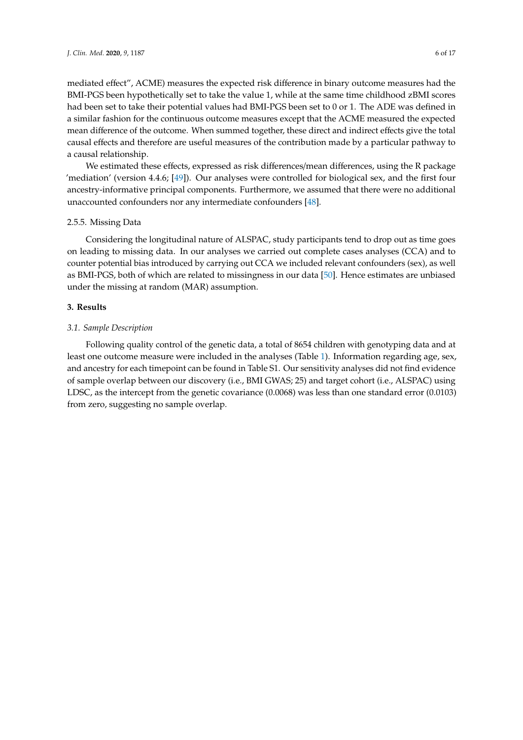mediated effect", ACME) measures the expected risk difference in binary outcome measures had the BMI-PGS been hypothetically set to take the value 1, while at the same time childhood zBMI scores had been set to take their potential values had BMI-PGS been set to 0 or 1. The ADE was defined in a similar fashion for the continuous outcome measures except that the ACME measured the expected mean difference of the outcome. When summed together, these direct and indirect effects give the total causal effects and therefore are useful measures of the contribution made by a particular pathway to a causal relationship.

We estimated these effects, expressed as risk differences/mean differences, using the R package 'mediation' (version 4.4.6; [49]). Our analyses were controlled for biological sex, and the first four ancestry-informative principal components. Furthermore, we assumed that there were no additional unaccounted confounders nor any intermediate confounders [48].

#### 2.5.5. Missing Data

Considering the longitudinal nature of ALSPAC, study participants tend to drop out as time goes on leading to missing data. In our analyses we carried out complete cases analyses (CCA) and to counter potential bias introduced by carrying out CCA we included relevant confounders (sex), as well as BMI-PGS, both of which are related to missingness in our data [50]. Hence estimates are unbiased under the missing at random (MAR) assumption.

## 3. Results

### *3.1. Sample Description*

Following quality control of the genetic data, a total of 8654 children with genotyping data and at least one outcome measure were included in the analyses (Table 1). Information regarding age, sex, and ancestry for each timepoint can be found in Table S1. Our sensitivity analyses did not find evidence of sample overlap between our discovery (i.e., BMI GWAS; 25) and target cohort (i.e., ALSPAC) using LDSC, as the intercept from the genetic covariance (0.0068) was less than one standard error (0.0103) from zero, suggesting no sample overlap.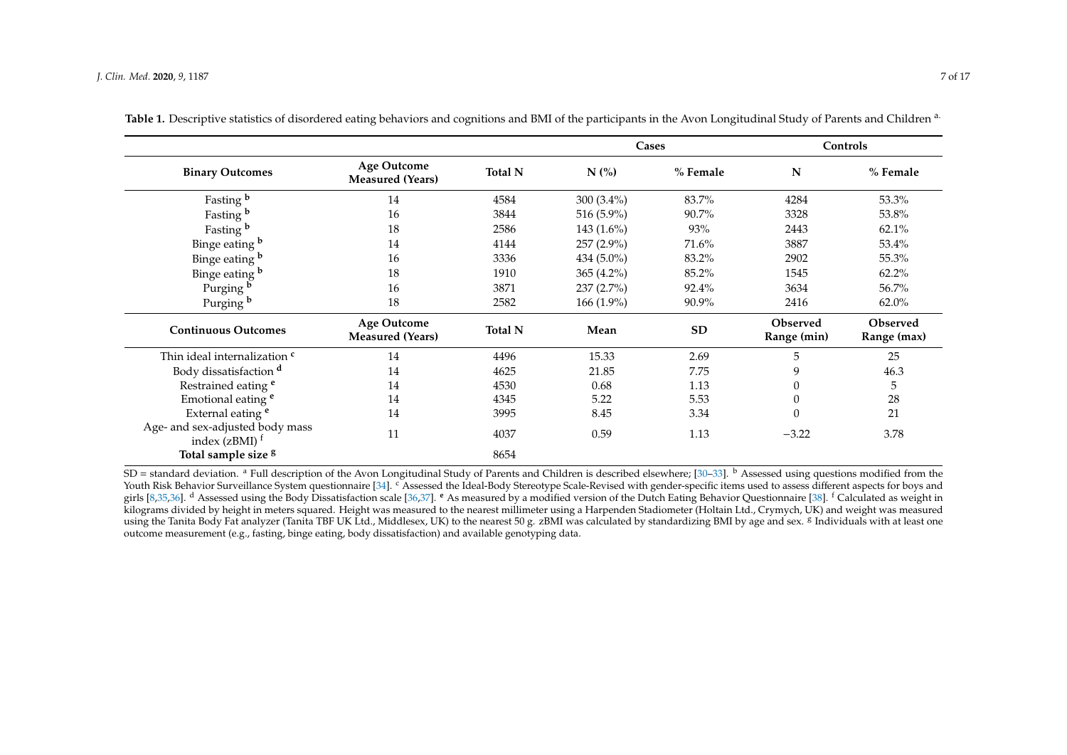**Table 1.** Descriptive statistics of disordered eating behaviors and cognitions and BMI of the participants in the Avon Longitudinal Study of Parents and Children [a].

| | | | Cases | | Controls | |
|---|---|---|---|---|---|---|
| **Binary Outcomes** | **Age Outcome Measured (Years)** | **Total N** | **N (%)** | **% Female** | **N** | **% Female** |
| Fasting [b] | 14 | 4584 | 300 (3.4%) | 83.7% | 4284 | 53.3% |
| Fasting [b] | 16 | 3844 | 516 (5.9%) | 90.7% | 3328 | 53.8% |
| Fasting [b] | 18 | 2586 | 143 (1.6%) | 93% | 2443 | 62.1% |
| Binge eating [b] | 14 | 4144 | 257 (2.9%) | 71.6% | 3887 | 53.4% |
| Binge eating [b] | 16 | 3336 | 434 (5.0%) | 83.2% | 2902 | 55.3% |
| Binge eating [b] | 18 | 1910 | 365 (4.2%) | 85.2% | 1545 | 62.2% |
| Purging [b] | 16 | 3871 | 237 (2.7%) | 92.4% | 3634 | 56.7% |
| Purging [b] | 18 | 2582 | 166 (1.9%) | 90.9% | 2416 | 62.0% |
| **Continuous Outcomes** | **Age Outcome Measured (Years)** | **Total N** | **Mean** | **SD** | **Observed Range (min)** | **Observed Range (max)** |
| Thin ideal internalization [c] | 14 | 4496 | 15.33 | 2.69 | 5 | 25 |
| Body dissatisfaction [d] | 14 | 4625 | 21.85 | 7.75 | 9 | 46.3 |
| Restrained eating [e] | 14 | 4530 | 0.68 | 1.13 | 0 | 5 |
| Emotional eating [e] | 14 | 4345 | 5.22 | 5.53 | 0 | 28 |
| External eating [e] | 14 | 3995 | 8.45 | 3.34 | 0 | 21 |
| Age- and sex-adjusted body mass index (zBMI) [f] | 11 | 4037 | 0.59 | 1.13 | −3.22 | 3.78 |
| **Total sample size [g]** | | 8654 | | | | |

SD = standard deviation. [a] Full description of the Avon Longitudinal Study of Parents and Children is described elsewhere; [30–33]. [b] Assessed using questions modified from the Youth Risk Behavior Surveillance System questionnaire [34]. [c] Assessed the Ideal-Body Stereotype Scale-Revised with gender-specific items used to assess different aspects for boys and girls [8,35,36]. [d] Assessed using the Body Dissatisfaction scale [36,37]. [e] As measured by a modified version of the Dutch Eating Behavior Questionnaire [38]. [f] Calculated as weight in kilograms divided by height in meters squared. Height was measured to the nearest millimeter using a Harpenden Stadiometer (Holtain Ltd., Crymych, UK) and weight was measured using the Tanita Body Fat analyzer (Tanita TBF UK Ltd., Middlesex, UK) to the nearest 50 g. zBMI was calculated by standardizing BMI by age and sex. [g] Individuals with at least one outcome measurement (e.g., fasting, binge eating, body dissatisfaction) and available genotyping data.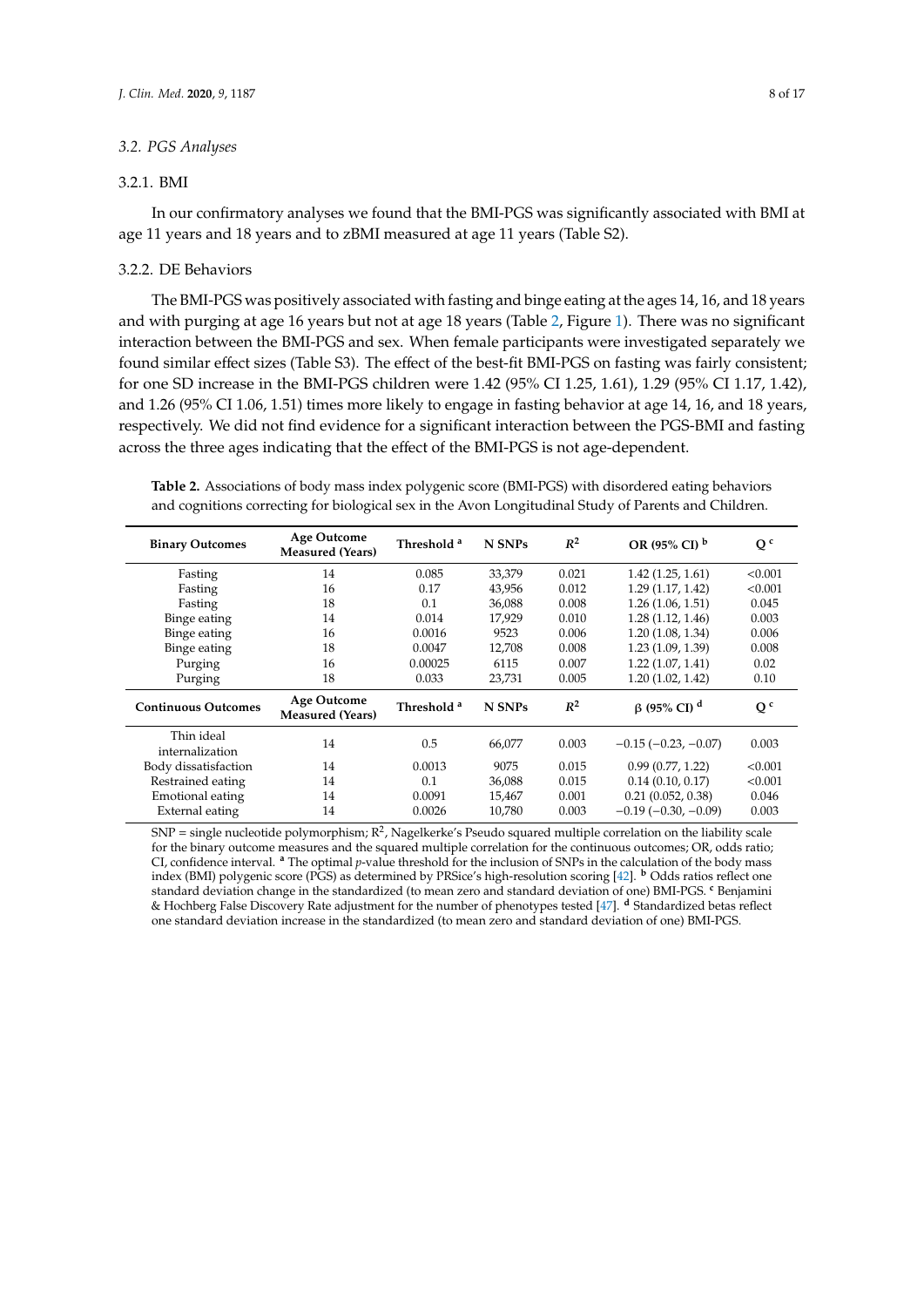### 3.2. PGS Analyses

#### 3.2.1. BMI

In our confirmatory analyses we found that the BMI-PGS was significantly associated with BMI at age 11 years and 18 years and to zBMI measured at age 11 years (Table S2).

#### 3.2.2. DE Behaviors

The BMI-PGS was positively associated with fasting and binge eating at the ages 14, 16, and 18 years and with purging at age 16 years but not at age 18 years (Table 2, Figure 1). There was no significant interaction between the BMI-PGS and sex. When female participants were investigated separately we found similar effect sizes (Table S3). The effect of the best-fit BMI-PGS on fasting was fairly consistent; for one SD increase in the BMI-PGS children were 1.42 (95% CI 1.25, 1.61), 1.29 (95% CI 1.17, 1.42), and 1.26 (95% CI 1.06, 1.51) times more likely to engage in fasting behavior at age 14, 16, and 18 years, respectively. We did not find evidence for a significant interaction between the PGS-BMI and fasting across the three ages indicating that the effect of the BMI-PGS is not age-dependent.

**Table 2.** Associations of body mass index polygenic score (BMI-PGS) with disordered eating behaviors and cognitions correcting for biological sex in the Avon Longitudinal Study of Parents and Children.

| Binary Outcomes | Age Outcome Measured (Years) | Threshold [a] | N SNPs | $R^2$ | OR (95% CI) [b] | Q [c] |
|---|---|---|---|---|---|---|
| Fasting | 14 | 0.085 | 33,379 | 0.021 | 1.42 (1.25, 1.61) | <0.001 |
| Fasting | 16 | 0.17 | 43,956 | 0.012 | 1.29 (1.17, 1.42) | <0.001 |
| Fasting | 18 | 0.1 | 36,088 | 0.008 | 1.26 (1.06, 1.51) | 0.045 |
| Binge eating | 14 | 0.014 | 17,929 | 0.010 | 1.28 (1.12, 1.46) | 0.003 |
| Binge eating | 16 | 0.0016 | 9523 | 0.006 | 1.20 (1.08, 1.34) | 0.006 |
| Binge eating | 18 | 0.0047 | 12,708 | 0.008 | 1.23 (1.09, 1.39) | 0.008 |
| Purging | 16 | 0.00025 | 6115 | 0.007 | 1.22 (1.07, 1.41) | 0.02 |
| Purging | 18 | 0.033 | 23,731 | 0.005 | 1.20 (1.02, 1.42) | 0.10 |
| **Continuous Outcomes** | **Age Outcome Measured (Years)** | **Threshold [a]** | **N SNPs** | $R^2$ | **β (95% CI) [d]** | **Q [c]** |
| Thin ideal internalization | 14 | 0.5 | 66,077 | 0.003 | −0.15 (−0.23, −0.07) | 0.003 |
| Body dissatisfaction | 14 | 0.0013 | 9075 | 0.015 | 0.99 (0.77, 1.22) | <0.001 |
| Restrained eating | 14 | 0.1 | 36,088 | 0.015 | 0.14 (0.10, 0.17) | <0.001 |
| Emotional eating | 14 | 0.0091 | 15,467 | 0.001 | 0.21 (0.052, 0.38) | 0.046 |
| External eating | 14 | 0.0026 | 10,780 | 0.003 | −0.19 (−0.30, −0.09) | 0.003 |

SNP = single nucleotide polymorphism; $R^2$, Nagelkerke's Pseudo squared multiple correlation on the liability scale for the binary outcome measures and the squared multiple correlation for the continuous outcomes; OR, odds ratio; CI, confidence interval. [a] The optimal *p*-value threshold for the inclusion of SNPs in the calculation of the body mass index (BMI) polygenic score (PGS) as determined by PRSice's high-resolution scoring [42]. [b] Odds ratios reflect one standard deviation change in the standardized (to mean zero and standard deviation of one) BMI-PGS. [c] Benjamini & Hochberg False Discovery Rate adjustment for the number of phenotypes tested [47]. [d] Standardized betas reflect one standard deviation increase in the standardized (to mean zero and standard deviation of one) BMI-PGS.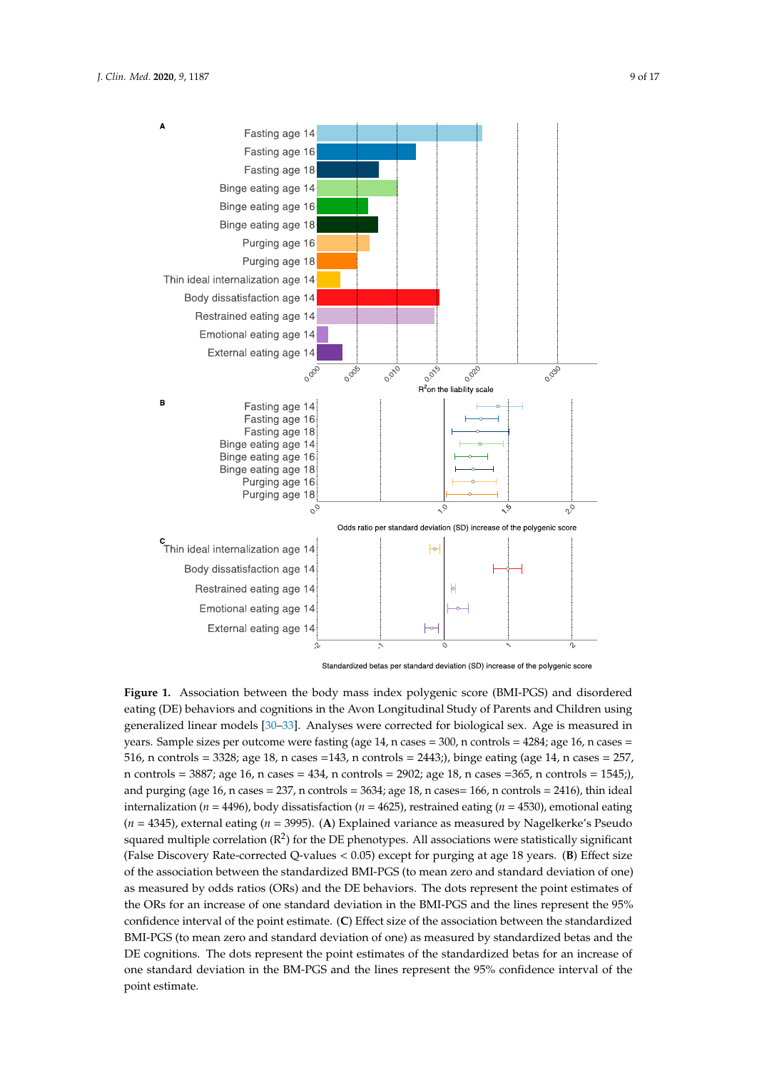A

Fasting age 14
Fasting age 16
Fasting age 18
Binge eating age 14
Binge eating age 16
Binge eating age 18
Purging age 16
Purging age 18
Thin ideal internalization age 14
Body dissatisfaction age 14
Restrained eating age 14
Emotional eating age 14
External eating age 14

0.000 0.005 0.010 0.015 0.020 0.030

$R^2$ on the liability scale

B

Fasting age 14
Fasting age 16
Fasting age 18
Binge eating age 14
Binge eating age 16
Binge eating age 18
Purging age 16
Purging age 18

0.0 1.0 1.5 2.0

Odds ratio per standard deviation (SD) increase of the polygenic score

C

Thin ideal internalization age 14
Body dissatisfaction age 14
Restrained eating age 14
Emotional eating age 14
External eating age 14

-2 -1 0 1 2

Standardized betas per standard deviation (SD) increase of the polygenic score

**Figure 1.** Association between the body mass index polygenic score (BMI-PGS) and disordered eating (DE) behaviors and cognitions in the Avon Longitudinal Study of Parents and Children using generalized linear models [30–33]. Analyses were corrected for biological sex. Age is measured in years. Sample sizes per outcome were fasting (age 14, n cases = 300, n controls = 4284; age 16, n cases = 516, n controls = 3328; age 18, n cases =143, n controls = 2443;), binge eating (age 14, n cases = 257, n controls = 3887; age 16, n cases = 434, n controls = 2902; age 18, n cases =365, n controls = 1545;), and purging (age 16, n cases = 237, n controls = 3634; age 18, n cases= 166, n controls = 2416), thin ideal internalization (*n* = 4496), body dissatisfaction (*n* = 4625), restrained eating (*n* = 4530), emotional eating (*n* = 4345), external eating (*n* = 3995). (**A**) Explained variance as measured by Nagelkerke's Pseudo squared multiple correlation ($R^2$) for the DE phenotypes. All associations were statistically significant (False Discovery Rate-corrected Q-values < 0.05) except for purging at age 18 years. (**B**) Effect size of the association between the standardized BMI-PGS (to mean zero and standard deviation of one) as measured by odds ratios (ORs) and the DE behaviors. The dots represent the point estimates of the ORs for an increase of one standard deviation in the BMI-PGS and the lines represent the 95% confidence interval of the point estimate. (**C**) Effect size of the association between the standardized BMI-PGS (to mean zero and standard deviation of one) as measured by standardized betas and the DE cognitions. The dots represent the point estimates of the standardized betas for an increase of one standard deviation in the BM-PGS and the lines represent the 95% confidence interval of the point estimate.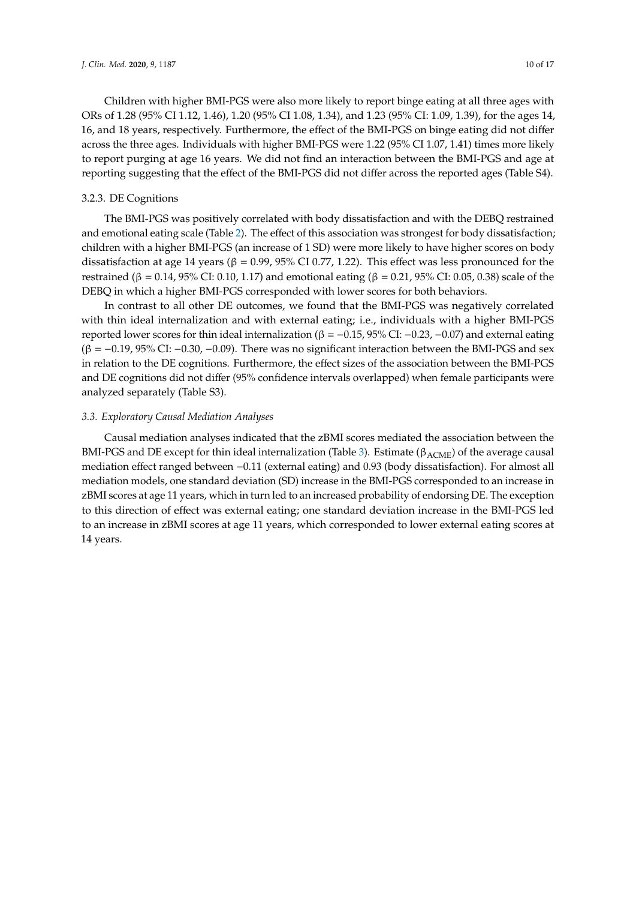Children with higher BMI-PGS were also more likely to report binge eating at all three ages with ORs of 1.28 (95% CI 1.12, 1.46), 1.20 (95% CI 1.08, 1.34), and 1.23 (95% CI: 1.09, 1.39), for the ages 14, 16, and 18 years, respectively. Furthermore, the effect of the BMI-PGS on binge eating did not differ across the three ages. Individuals with higher BMI-PGS were 1.22 (95% CI 1.07, 1.41) times more likely to report purging at age 16 years. We did not find an interaction between the BMI-PGS and age at reporting suggesting that the effect of the BMI-PGS did not differ across the reported ages (Table S4).

### 3.2.3. DE Cognitions

The BMI-PGS was positively correlated with body dissatisfaction and with the DEBQ restrained and emotional eating scale (Table 2). The effect of this association was strongest for body dissatisfaction; children with a higher BMI-PGS (an increase of 1 SD) were more likely to have higher scores on body dissatisfaction at age 14 years (β = 0.99, 95% CI 0.77, 1.22). This effect was less pronounced for the restrained (β = 0.14, 95% CI: 0.10, 1.17) and emotional eating (β = 0.21, 95% CI: 0.05, 0.38) scale of the DEBQ in which a higher BMI-PGS corresponded with lower scores for both behaviors.

In contrast to all other DE outcomes, we found that the BMI-PGS was negatively correlated with thin ideal internalization and with external eating; i.e., individuals with a higher BMI-PGS reported lower scores for thin ideal internalization (β = −0.15, 95% CI: −0.23, −0.07) and external eating (β = −0.19, 95% CI: −0.30, −0.09). There was no significant interaction between the BMI-PGS and sex in relation to the DE cognitions. Furthermore, the effect sizes of the association between the BMI-PGS and DE cognitions did not differ (95% confidence intervals overlapped) when female participants were analyzed separately (Table S3).

### *3.3. Exploratory Causal Mediation Analyses*

Causal mediation analyses indicated that the zBMI scores mediated the association between the BMI-PGS and DE except for thin ideal internalization (Table 3). Estimate ($\beta_{ACME}$) of the average causal mediation effect ranged between −0.11 (external eating) and 0.93 (body dissatisfaction). For almost all mediation models, one standard deviation (SD) increase in the BMI-PGS corresponded to an increase in zBMI scores at age 11 years, which in turn led to an increased probability of endorsing DE. The exception to this direction of effect was external eating; one standard deviation increase in the BMI-PGS led to an increase in zBMI scores at age 11 years, which corresponded to lower external eating scores at 14 years.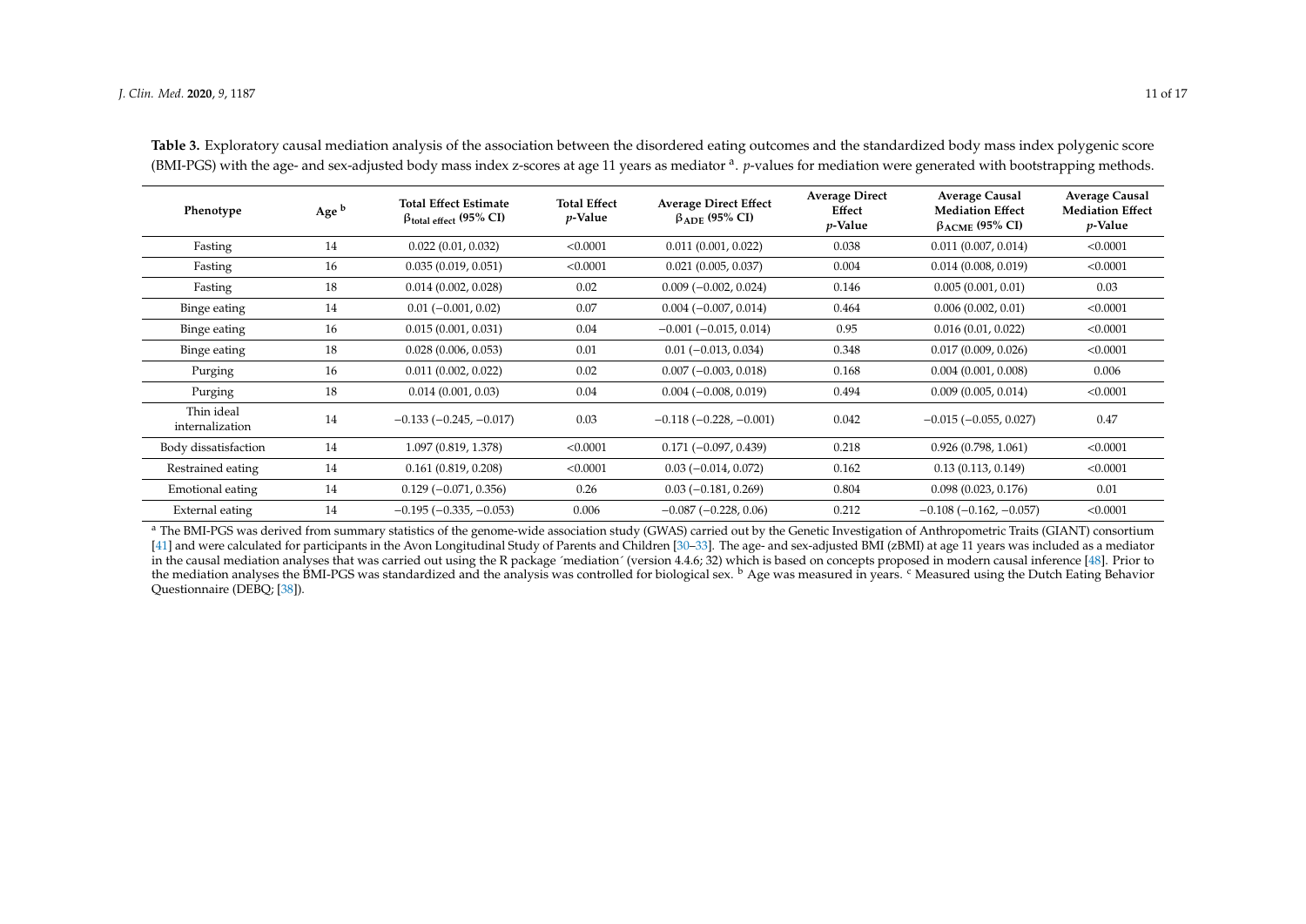**Table 3.** Exploratory causal mediation analysis of the association between the disordered eating outcomes and the standardized body mass index polygenic score (BMI-PGS) with the age- and sex-adjusted body mass index z-scores at age 11 years as mediator [a]. *p*-values for mediation were generated with bootstrapping methods.

| Phenotype | Age [b] | Total Effect Estimate $\beta_{total\ effect}$ (95% CI) | Total Effect *p*-Value | Average Direct Effect $\beta_{ADE}$ (95% CI) | Average Direct Effect *p*-Value | Average Causal Mediation Effect $\beta_{ACME}$ (95% CI) | Average Causal Mediation Effect *p*-Value |
|---|---|---|---|---|---|---|---|
| Fasting | 14 | 0.022 (0.01, 0.032) | <0.0001 | 0.011 (0.001, 0.022) | 0.038 | 0.011 (0.007, 0.014) | <0.0001 |
| Fasting | 16 | 0.035 (0.019, 0.051) | <0.0001 | 0.021 (0.005, 0.037) | 0.004 | 0.014 (0.008, 0.019) | <0.0001 |
| Fasting | 18 | 0.014 (0.002, 0.028) | 0.02 | 0.009 (−0.002, 0.024) | 0.146 | 0.005 (0.001, 0.01) | 0.03 |
| Binge eating | 14 | 0.01 (−0.001, 0.02) | 0.07 | 0.004 (−0.007, 0.014) | 0.464 | 0.006 (0.002, 0.01) | <0.0001 |
| Binge eating | 16 | 0.015 (0.001, 0.031) | 0.04 | −0.001 (−0.015, 0.014) | 0.95 | 0.016 (0.01, 0.022) | <0.0001 |
| Binge eating | 18 | 0.028 (0.006, 0.053) | 0.01 | 0.01 (−0.013, 0.034) | 0.348 | 0.017 (0.009, 0.026) | <0.0001 |
| Purging | 16 | 0.011 (0.002, 0.022) | 0.02 | 0.007 (−0.003, 0.018) | 0.168 | 0.004 (0.001, 0.008) | 0.006 |
| Purging | 18 | 0.014 (0.001, 0.03) | 0.04 | 0.004 (−0.008, 0.019) | 0.494 | 0.009 (0.005, 0.014) | <0.0001 |
| Thin ideal internalization | 14 | −0.133 (−0.245, −0.017) | 0.03 | −0.118 (−0.228, −0.001) | 0.042 | −0.015 (−0.055, 0.027) | 0.47 |
| Body dissatisfaction | 14 | 1.097 (0.819, 1.378) | <0.0001 | 0.171 (−0.097, 0.439) | 0.218 | 0.926 (0.798, 1.061) | <0.0001 |
| Restrained eating | 14 | 0.161 (0.819, 0.208) | <0.0001 | 0.03 (−0.014, 0.072) | 0.162 | 0.13 (0.113, 0.149) | <0.0001 |
| Emotional eating | 14 | 0.129 (−0.071, 0.356) | 0.26 | 0.03 (−0.181, 0.269) | 0.804 | 0.098 (0.023, 0.176) | 0.01 |
| External eating | 14 | −0.195 (−0.335, −0.053) | 0.006 | −0.087 (−0.228, 0.06) | 0.212 | −0.108 (−0.162, −0.057) | <0.0001 |

[a] The BMI-PGS was derived from summary statistics of the genome-wide association study (GWAS) carried out by the Genetic Investigation of Anthropometric Traits (GIANT) consortium [41] and were calculated for participants in the Avon Longitudinal Study of Parents and Children [30–33]. The age- and sex-adjusted BMI (zBMI) at age 11 years was included as a mediator in the causal mediation analyses that was carried out using the R package ´mediation´ (version 4.4.6; 32) which is based on concepts proposed in modern causal inference [48]. Prior to the mediation analyses the BMI-PGS was standardized and the analysis was controlled for biological sex. [b] Age was measured in years. [c] Measured using the Dutch Eating Behavior Questionnaire (DEBQ; [38]).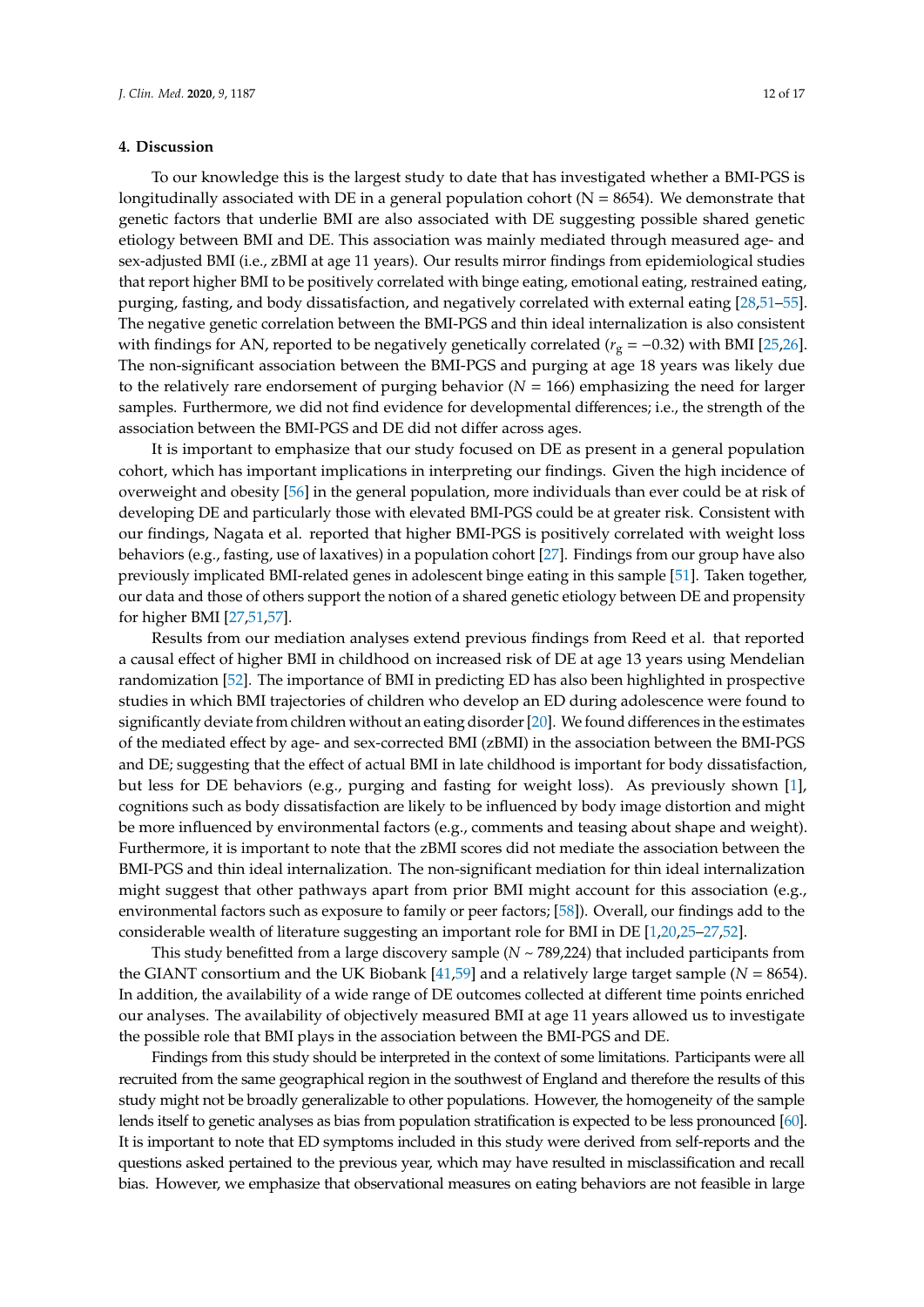## 4. Discussion

To our knowledge this is the largest study to date that has investigated whether a BMI-PGS is longitudinally associated with DE in a general population cohort (N = 8654). We demonstrate that genetic factors that underlie BMI are also associated with DE suggesting possible shared genetic etiology between BMI and DE. This association was mainly mediated through measured age- and sex-adjusted BMI (i.e., zBMI at age 11 years). Our results mirror findings from epidemiological studies that report higher BMI to be positively correlated with binge eating, emotional eating, restrained eating, purging, fasting, and body dissatisfaction, and negatively correlated with external eating [28,51–55]. The negative genetic correlation between the BMI-PGS and thin ideal internalization is also consistent with findings for AN, reported to be negatively genetically correlated ($r_g = -0.32$) with BMI [25,26]. The non-significant association between the BMI-PGS and purging at age 18 years was likely due to the relatively rare endorsement of purging behavior (*N* = 166) emphasizing the need for larger samples. Furthermore, we did not find evidence for developmental differences; i.e., the strength of the association between the BMI-PGS and DE did not differ across ages.

It is important to emphasize that our study focused on DE as present in a general population cohort, which has important implications in interpreting our findings. Given the high incidence of overweight and obesity [56] in the general population, more individuals than ever could be at risk of developing DE and particularly those with elevated BMI-PGS could be at greater risk. Consistent with our findings, Nagata et al. reported that higher BMI-PGS is positively correlated with weight loss behaviors (e.g., fasting, use of laxatives) in a population cohort [27]. Findings from our group have also previously implicated BMI-related genes in adolescent binge eating in this sample [51]. Taken together, our data and those of others support the notion of a shared genetic etiology between DE and propensity for higher BMI [27,51,57].

Results from our mediation analyses extend previous findings from Reed et al. that reported a causal effect of higher BMI in childhood on increased risk of DE at age 13 years using Mendelian randomization [52]. The importance of BMI in predicting ED has also been highlighted in prospective studies in which BMI trajectories of children who develop an ED during adolescence were found to significantly deviate from children without an eating disorder [20]. We found differences in the estimates of the mediated effect by age- and sex-corrected BMI (zBMI) in the association between the BMI-PGS and DE; suggesting that the effect of actual BMI in late childhood is important for body dissatisfaction, but less for DE behaviors (e.g., purging and fasting for weight loss). As previously shown [1], cognitions such as body dissatisfaction are likely to be influenced by body image distortion and might be more influenced by environmental factors (e.g., comments and teasing about shape and weight). Furthermore, it is important to note that the zBMI scores did not mediate the association between the BMI-PGS and thin ideal internalization. The non-significant mediation for thin ideal internalization might suggest that other pathways apart from prior BMI might account for this association (e.g., environmental factors such as exposure to family or peer factors; [58]). Overall, our findings add to the considerable wealth of literature suggesting an important role for BMI in DE [1,20,25–27,52].

This study benefitted from a large discovery sample (*N* ~ 789,224) that included participants from the GIANT consortium and the UK Biobank [41,59] and a relatively large target sample (*N* = 8654). In addition, the availability of a wide range of DE outcomes collected at different time points enriched our analyses. The availability of objectively measured BMI at age 11 years allowed us to investigate the possible role that BMI plays in the association between the BMI-PGS and DE.

Findings from this study should be interpreted in the context of some limitations. Participants were all recruited from the same geographical region in the southwest of England and therefore the results of this study might not be broadly generalizable to other populations. However, the homogeneity of the sample lends itself to genetic analyses as bias from population stratification is expected to be less pronounced [60]. It is important to note that ED symptoms included in this study were derived from self-reports and the questions asked pertained to the previous year, which may have resulted in misclassification and recall bias. However, we emphasize that observational measures on eating behaviors are not feasible in large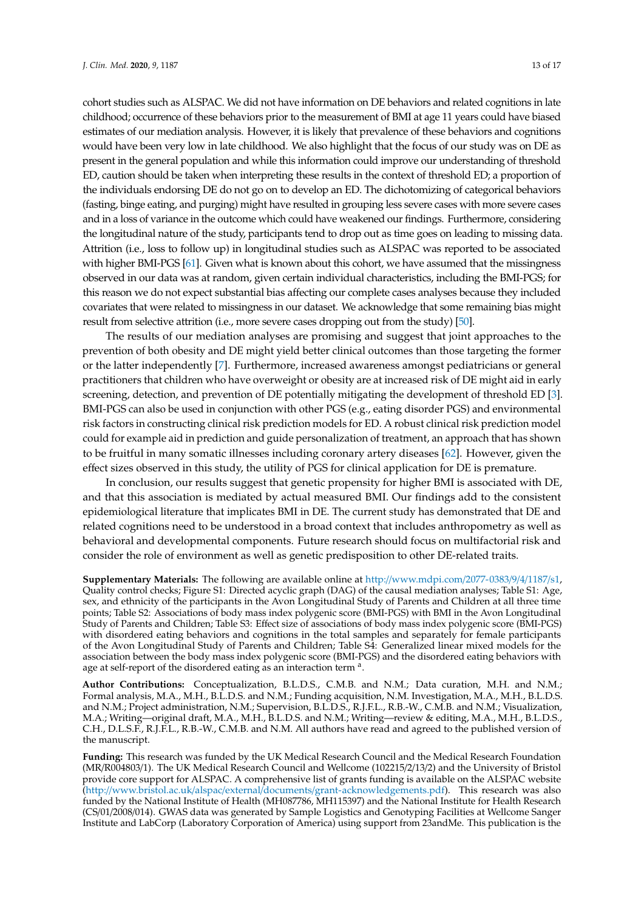cohort studies such as ALSPAC. We did not have information on DE behaviors and related cognitions in late childhood; occurrence of these behaviors prior to the measurement of BMI at age 11 years could have biased estimates of our mediation analysis. However, it is likely that prevalence of these behaviors and cognitions would have been very low in late childhood. We also highlight that the focus of our study was on DE as present in the general population and while this information could improve our understanding of threshold ED, caution should be taken when interpreting these results in the context of threshold ED; a proportion of the individuals endorsing DE do not go on to develop an ED. The dichotomizing of categorical behaviors (fasting, binge eating, and purging) might have resulted in grouping less severe cases with more severe cases and in a loss of variance in the outcome which could have weakened our findings. Furthermore, considering the longitudinal nature of the study, participants tend to drop out as time goes on leading to missing data. Attrition (i.e., loss to follow up) in longitudinal studies such as ALSPAC was reported to be associated with higher BMI-PGS [61]. Given what is known about this cohort, we have assumed that the missingness observed in our data was at random, given certain individual characteristics, including the BMI-PGS; for this reason we do not expect substantial bias affecting our complete cases analyses because they included covariates that were related to missingness in our dataset. We acknowledge that some remaining bias might result from selective attrition (i.e., more severe cases dropping out from the study) [50].

The results of our mediation analyses are promising and suggest that joint approaches to the prevention of both obesity and DE might yield better clinical outcomes than those targeting the former or the latter independently [7]. Furthermore, increased awareness amongst pediatricians or general practitioners that children who have overweight or obesity are at increased risk of DE might aid in early screening, detection, and prevention of DE potentially mitigating the development of threshold ED [3]. BMI-PGS can also be used in conjunction with other PGS (e.g., eating disorder PGS) and environmental risk factors in constructing clinical risk prediction models for ED. A robust clinical risk prediction model could for example aid in prediction and guide personalization of treatment, an approach that has shown to be fruitful in many somatic illnesses including coronary artery diseases [62]. However, given the effect sizes observed in this study, the utility of PGS for clinical application for DE is premature.

In conclusion, our results suggest that genetic propensity for higher BMI is associated with DE, and that this association is mediated by actual measured BMI. Our findings add to the consistent epidemiological literature that implicates BMI in DE. The current study has demonstrated that DE and related cognitions need to be understood in a broad context that includes anthropometry as well as behavioral and developmental components. Future research should focus on multifactorial risk and consider the role of environment as well as genetic predisposition to other DE-related traits.

**Supplementary Materials:** The following are available online at http://www.mdpi.com/2077-0383/9/4/1187/s1, Quality control checks; Figure S1: Directed acyclic graph (DAG) of the causal mediation analyses; Table S1: Age, sex, and ethnicity of the participants in the Avon Longitudinal Study of Parents and Children at all three time points; Table S2: Associations of body mass index polygenic score (BMI-PGS) with BMI in the Avon Longitudinal Study of Parents and Children; Table S3: Effect size of associations of body mass index polygenic score (BMI-PGS) with disordered eating behaviors and cognitions in the total samples and separately for female participants of the Avon Longitudinal Study of Parents and Children; Table S4: Generalized linear mixed models for the association between the body mass index polygenic score (BMI-PGS) and the disordered eating behaviors with age at self-report of the disordered eating as an interaction term [a].

**Author Contributions:** Conceptualization, B.L.D.S., C.M.B. and N.M.; Data curation, M.H. and N.M.; Formal analysis, M.A., M.H., B.L.D.S. and N.M.; Funding acquisition, N.M. Investigation, M.A., M.H., B.L.D.S. and N.M.; Project administration, N.M.; Supervision, B.L.D.S., R.J.F.L., R.B.-W., C.M.B. and N.M.; Visualization, M.A.; Writing—original draft, M.A., M.H., B.L.D.S. and N.M.; Writing—review & editing, M.A., M.H., B.L.D.S., C.H., D.L.S.F., R.J.F.L., R.B.-W., C.M.B. and N.M. All authors have read and agreed to the published version of the manuscript.

**Funding:** This research was funded by the UK Medical Research Council and the Medical Research Foundation (MR/R004803/1). The UK Medical Research Council and Wellcome (102215/2/13/2) and the University of Bristol provide core support for ALSPAC. A comprehensive list of grants funding is available on the ALSPAC website (http://www.bristol.ac.uk/alspac/external/documents/grant-acknowledgements.pdf). This research was also funded by the National Institute of Health (MH087786, MH115397) and the National Institute for Health Research (CS/01/2008/014). GWAS data was generated by Sample Logistics and Genotyping Facilities at Wellcome Sanger Institute and LabCorp (Laboratory Corporation of America) using support from 23andMe. This publication is the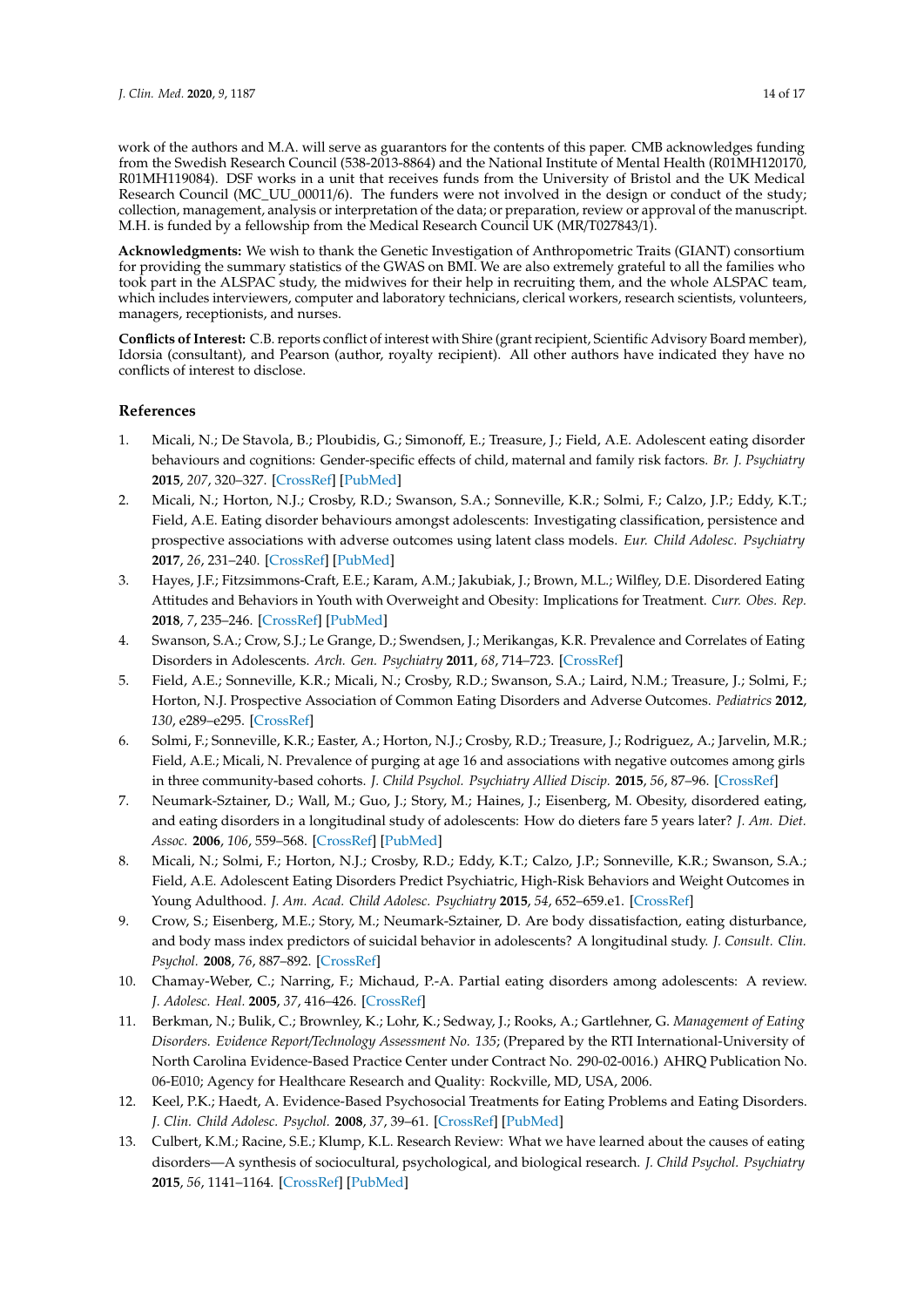work of the authors and M.A. will serve as guarantors for the contents of this paper. CMB acknowledges funding from the Swedish Research Council (538-2013-8864) and the National Institute of Mental Health (R01MH120170, R01MH119084). DSF works in a unit that receives funds from the University of Bristol and the UK Medical Research Council (MC_UU_00011/6). The funders were not involved in the design or conduct of the study; collection, management, analysis or interpretation of the data; or preparation, review or approval of the manuscript. M.H. is funded by a fellowship from the Medical Research Council UK (MR/T027843/1).

**Acknowledgments:** We wish to thank the Genetic Investigation of Anthropometric Traits (GIANT) consortium for providing the summary statistics of the GWAS on BMI. We are also extremely grateful to all the families who took part in the ALSPAC study, the midwives for their help in recruiting them, and the whole ALSPAC team, which includes interviewers, computer and laboratory technicians, clerical workers, research scientists, volunteers, managers, receptionists, and nurses.

**Conflicts of Interest:** C.B. reports conflict of interest with Shire (grant recipient, Scientific Advisory Board member), Idorsia (consultant), and Pearson (author, royalty recipient). All other authors have indicated they have no conflicts of interest to disclose.

## References

1. Micali, N.; De Stavola, B.; Ploubidis, G.; Simonoff, E.; Treasure, J.; Field, A.E. Adolescent eating disorder behaviours and cognitions: Gender-specific effects of child, maternal and family risk factors. *Br. J. Psychiatry* **2015**, *207*, 320–327. [CrossRef] [PubMed]
2. Micali, N.; Horton, N.J.; Crosby, R.D.; Swanson, S.A.; Sonneville, K.R.; Solmi, F.; Calzo, J.P.; Eddy, K.T.; Field, A.E. Eating disorder behaviours amongst adolescents: Investigating classification, persistence and prospective associations with adverse outcomes using latent class models. *Eur. Child Adolesc. Psychiatry* **2017**, *26*, 231–240. [CrossRef] [PubMed]
3. Hayes, J.F.; Fitzsimmons-Craft, E.E.; Karam, A.M.; Jakubiak, J.; Brown, M.L.; Wilfley, D.E. Disordered Eating Attitudes and Behaviors in Youth with Overweight and Obesity: Implications for Treatment. *Curr. Obes. Rep.* **2018**, *7*, 235–246. [CrossRef] [PubMed]
4. Swanson, S.A.; Crow, S.J.; Le Grange, D.; Swendsen, J.; Merikangas, K.R. Prevalence and Correlates of Eating Disorders in Adolescents. *Arch. Gen. Psychiatry* **2011**, *68*, 714–723. [CrossRef]
5. Field, A.E.; Sonneville, K.R.; Micali, N.; Crosby, R.D.; Swanson, S.A.; Laird, N.M.; Treasure, J.; Solmi, F.; Horton, N.J. Prospective Association of Common Eating Disorders and Adverse Outcomes. *Pediatrics* **2012**, *130*, e289–e295. [CrossRef]
6. Solmi, F.; Sonneville, K.R.; Easter, A.; Horton, N.J.; Crosby, R.D.; Treasure, J.; Rodriguez, A.; Jarvelin, M.R.; Field, A.E.; Micali, N. Prevalence of purging at age 16 and associations with negative outcomes among girls in three community-based cohorts. *J. Child Psychol. Psychiatry Allied Discip.* **2015**, *56*, 87–96. [CrossRef]
7. Neumark-Sztainer, D.; Wall, M.; Guo, J.; Story, M.; Haines, J.; Eisenberg, M. Obesity, disordered eating, and eating disorders in a longitudinal study of adolescents: How do dieters fare 5 years later? *J. Am. Diet. Assoc.* **2006**, *106*, 559–568. [CrossRef] [PubMed]
8. Micali, N.; Solmi, F.; Horton, N.J.; Crosby, R.D.; Eddy, K.T.; Calzo, J.P.; Sonneville, K.R.; Swanson, S.A.; Field, A.E. Adolescent Eating Disorders Predict Psychiatric, High-Risk Behaviors and Weight Outcomes in Young Adulthood. *J. Am. Acad. Child Adolesc. Psychiatry* **2015**, *54*, 652–659.e1. [CrossRef]
9. Crow, S.; Eisenberg, M.E.; Story, M.; Neumark-Sztainer, D. Are body dissatisfaction, eating disturbance, and body mass index predictors of suicidal behavior in adolescents? A longitudinal study. *J. Consult. Clin. Psychol.* **2008**, *76*, 887–892. [CrossRef]
10. Chamay-Weber, C.; Narring, F.; Michaud, P.-A. Partial eating disorders among adolescents: A review. *J. Adolesc. Heal.* **2005**, *37*, 416–426. [CrossRef]
11. Berkman, N.; Bulik, C.; Brownley, K.; Lohr, K.; Sedway, J.; Rooks, A.; Gartlehner, G. *Management of Eating Disorders. Evidence Report/Technology Assessment No. 135*; (Prepared by the RTI International-University of North Carolina Evidence-Based Practice Center under Contract No. 290-02-0016.) AHRQ Publication No. 06-E010; Agency for Healthcare Research and Quality: Rockville, MD, USA, 2006.
12. Keel, P.K.; Haedt, A. Evidence-Based Psychosocial Treatments for Eating Problems and Eating Disorders. *J. Clin. Child Adolesc. Psychol.* **2008**, *37*, 39–61. [CrossRef] [PubMed]
13. Culbert, K.M.; Racine, S.E.; Klump, K.L. Research Review: What we have learned about the causes of eating disorders—A synthesis of sociocultural, psychological, and biological research. *J. Child Psychol. Psychiatry* **2015**, *56*, 1141–1164. [CrossRef] [PubMed]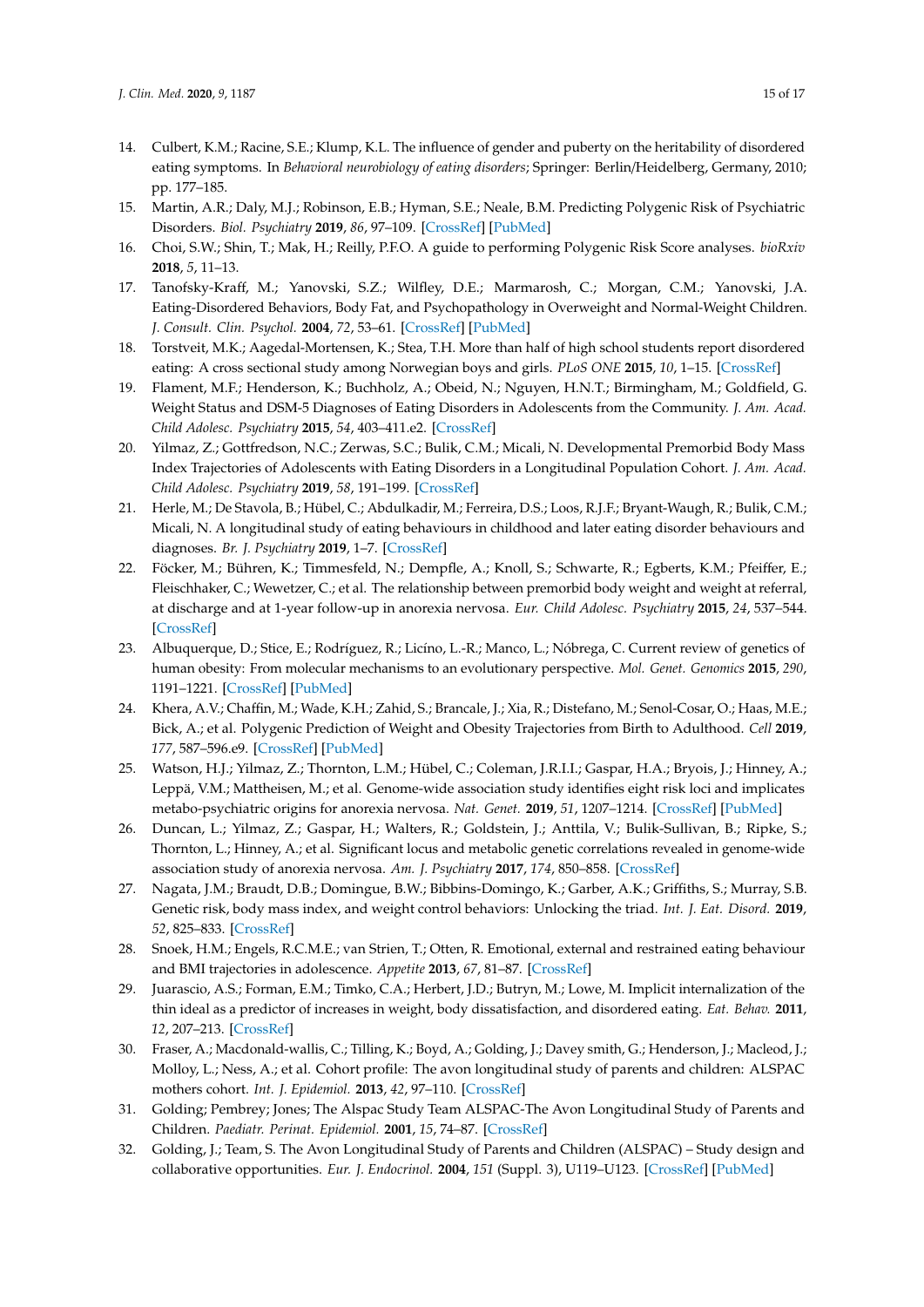14. Culbert, K.M.; Racine, S.E.; Klump, K.L. The influence of gender and puberty on the heritability of disordered eating symptoms. In *Behavioral neurobiology of eating disorders*; Springer: Berlin/Heidelberg, Germany, 2010; pp. 177–185.
15. Martin, A.R.; Daly, M.J.; Robinson, E.B.; Hyman, S.E.; Neale, B.M. Predicting Polygenic Risk of Psychiatric Disorders. *Biol. Psychiatry* **2019**, *86*, 97–109. [CrossRef] [PubMed]
16. Choi, S.W.; Shin, T.; Mak, H.; Reilly, P.F.O. A guide to performing Polygenic Risk Score analyses. *bioRxiv* **2018**, *5*, 11–13.
17. Tanofsky-Kraff, M.; Yanovski, S.Z.; Wilfley, D.E.; Marmarosh, C.; Morgan, C.M.; Yanovski, J.A. Eating-Disordered Behaviors, Body Fat, and Psychopathology in Overweight and Normal-Weight Children. *J. Consult. Clin. Psychol.* **2004**, *72*, 53–61. [CrossRef] [PubMed]
18. Torstveit, M.K.; Aagedal-Mortensen, K.; Stea, T.H. More than half of high school students report disordered eating: A cross sectional study among Norwegian boys and girls. *PLoS ONE* **2015**, *10*, 1–15. [CrossRef]
19. Flament, M.F.; Henderson, K.; Buchholz, A.; Obeid, N.; Nguyen, H.N.T.; Birmingham, M.; Goldfield, G. Weight Status and DSM-5 Diagnoses of Eating Disorders in Adolescents from the Community. *J. Am. Acad. Child Adolesc. Psychiatry* **2015**, *54*, 403–411.e2. [CrossRef]
20. Yilmaz, Z.; Gottfredson, N.C.; Zerwas, S.C.; Bulik, C.M.; Micali, N. Developmental Premorbid Body Mass Index Trajectories of Adolescents with Eating Disorders in a Longitudinal Population Cohort. *J. Am. Acad. Child Adolesc. Psychiatry* **2019**, *58*, 191–199. [CrossRef]
21. Herle, M.; De Stavola, B.; Hübel, C.; Abdulkadir, M.; Ferreira, D.S.; Loos, R.J.F.; Bryant-Waugh, R.; Bulik, C.M.; Micali, N. A longitudinal study of eating behaviours in childhood and later eating disorder behaviours and diagnoses. *Br. J. Psychiatry* **2019**, 1–7. [CrossRef]
22. Föcker, M.; Bühren, K.; Timmesfeld, N.; Dempfle, A.; Knoll, S.; Schwarte, R.; Egberts, K.M.; Pfeiffer, E.; Fleischhaker, C.; Wewetzer, C.; et al. The relationship between premorbid body weight and weight at referral, at discharge and at 1-year follow-up in anorexia nervosa. *Eur. Child Adolesc. Psychiatry* **2015**, *24*, 537–544. [CrossRef]
23. Albuquerque, D.; Stice, E.; Rodríguez, R.; Licíno, L.-R.; Manco, L.; Nóbrega, C. Current review of genetics of human obesity: From molecular mechanisms to an evolutionary perspective. *Mol. Genet. Genomics* **2015**, *290*, 1191–1221. [CrossRef] [PubMed]
24. Khera, A.V.; Chaffin, M.; Wade, K.H.; Zahid, S.; Brancale, J.; Xia, R.; Distefano, M.; Senol-Cosar, O.; Haas, M.E.; Bick, A.; et al. Polygenic Prediction of Weight and Obesity Trajectories from Birth to Adulthood. *Cell* **2019**, *177*, 587–596.e9. [CrossRef] [PubMed]
25. Watson, H.J.; Yilmaz, Z.; Thornton, L.M.; Hübel, C.; Coleman, J.R.I.I.; Gaspar, H.A.; Bryois, J.; Hinney, A.; Leppä, V.M.; Mattheisen, M.; et al. Genome-wide association study identifies eight risk loci and implicates metabo-psychiatric origins for anorexia nervosa. *Nat. Genet.* **2019**, *51*, 1207–1214. [CrossRef] [PubMed]
26. Duncan, L.; Yilmaz, Z.; Gaspar, H.; Walters, R.; Goldstein, J.; Anttila, V.; Bulik-Sullivan, B.; Ripke, S.; Thornton, L.; Hinney, A.; et al. Significant locus and metabolic genetic correlations revealed in genome-wide association study of anorexia nervosa. *Am. J. Psychiatry* **2017**, *174*, 850–858. [CrossRef]
27. Nagata, J.M.; Braudt, D.B.; Domingue, B.W.; Bibbins-Domingo, K.; Garber, A.K.; Griffiths, S.; Murray, S.B. Genetic risk, body mass index, and weight control behaviors: Unlocking the triad. *Int. J. Eat. Disord.* **2019**, *52*, 825–833. [CrossRef]
28. Snoek, H.M.; Engels, R.C.M.E.; van Strien, T.; Otten, R. Emotional, external and restrained eating behaviour and BMI trajectories in adolescence. *Appetite* **2013**, *67*, 81–87. [CrossRef]
29. Juarascio, A.S.; Forman, E.M.; Timko, C.A.; Herbert, J.D.; Butryn, M.; Lowe, M. Implicit internalization of the thin ideal as a predictor of increases in weight, body dissatisfaction, and disordered eating. *Eat. Behav.* **2011**, *12*, 207–213. [CrossRef]
30. Fraser, A.; Macdonald-wallis, C.; Tilling, K.; Boyd, A.; Golding, J.; Davey smith, G.; Henderson, J.; Macleod, J.; Molloy, L.; Ness, A.; et al. Cohort profile: The avon longitudinal study of parents and children: ALSPAC mothers cohort. *Int. J. Epidemiol.* **2013**, *42*, 97–110. [CrossRef]
31. Golding; Pembrey; Jones; The Alspac Study Team ALSPAC-The Avon Longitudinal Study of Parents and Children. *Paediatr. Perinat. Epidemiol.* **2001**, *15*, 74–87. [CrossRef]
32. Golding, J.; Team, S. The Avon Longitudinal Study of Parents and Children (ALSPAC) – Study design and collaborative opportunities. *Eur. J. Endocrinol.* **2004**, *151* (Suppl. 3), U119–U123. [CrossRef] [PubMed]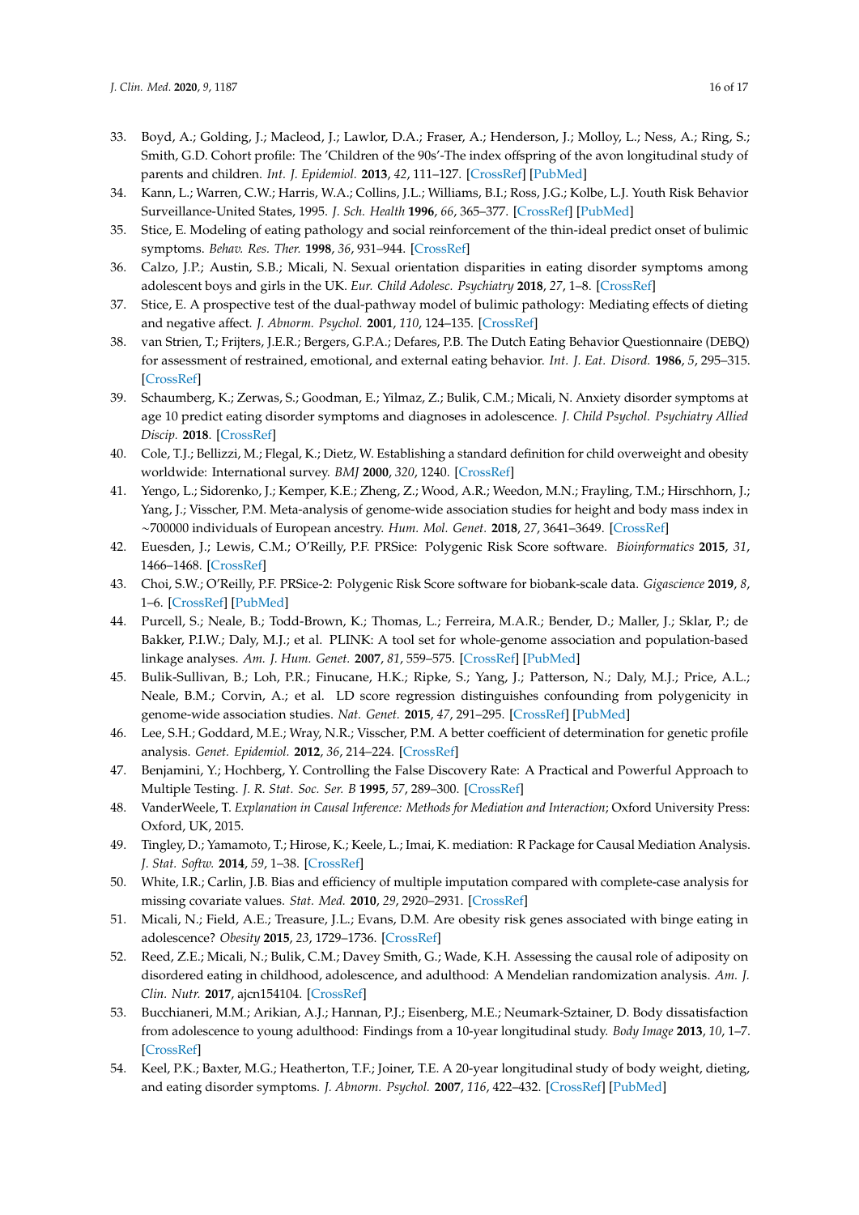33. Boyd, A.; Golding, J.; Macleod, J.; Lawlor, D.A.; Fraser, A.; Henderson, J.; Molloy, L.; Ness, A.; Ring, S.; Smith, G.D. Cohort profile: The 'Children of the 90s'-The index offspring of the avon longitudinal study of parents and children. *Int. J. Epidemiol.* **2013**, *42*, 111–127. [CrossRef] [PubMed]
34. Kann, L.; Warren, C.W.; Harris, W.A.; Collins, J.L.; Williams, B.I.; Ross, J.G.; Kolbe, L.J. Youth Risk Behavior Surveillance-United States, 1995. *J. Sch. Health* **1996**, *66*, 365–377. [CrossRef] [PubMed]
35. Stice, E. Modeling of eating pathology and social reinforcement of the thin-ideal predict onset of bulimic symptoms. *Behav. Res. Ther.* **1998**, *36*, 931–944. [CrossRef]
36. Calzo, J.P.; Austin, S.B.; Micali, N. Sexual orientation disparities in eating disorder symptoms among adolescent boys and girls in the UK. *Eur. Child Adolesc. Psychiatry* **2018**, *27*, 1–8. [CrossRef]
37. Stice, E. A prospective test of the dual-pathway model of bulimic pathology: Mediating effects of dieting and negative affect. *J. Abnorm. Psychol.* **2001**, *110*, 124–135. [CrossRef]
38. van Strien, T.; Frijters, J.E.R.; Bergers, G.P.A.; Defares, P.B. The Dutch Eating Behavior Questionnaire (DEBQ) for assessment of restrained, emotional, and external eating behavior. *Int. J. Eat. Disord.* **1986**, *5*, 295–315. [CrossRef]
39. Schaumberg, K.; Zerwas, S.; Goodman, E.; Yilmaz, Z.; Bulik, C.M.; Micali, N. Anxiety disorder symptoms at age 10 predict eating disorder symptoms and diagnoses in adolescence. *J. Child Psychol. Psychiatry Allied Discip.* **2018**. [CrossRef]
40. Cole, T.J.; Bellizzi, M.; Flegal, K.; Dietz, W. Establishing a standard definition for child overweight and obesity worldwide: International survey. *BMJ* **2000**, *320*, 1240. [CrossRef]
41. Yengo, L.; Sidorenko, J.; Kemper, K.E.; Zheng, Z.; Wood, A.R.; Weedon, M.N.; Frayling, T.M.; Hirschhorn, J.; Yang, J.; Visscher, P.M. Meta-analysis of genome-wide association studies for height and body mass index in ~700000 individuals of European ancestry. *Hum. Mol. Genet.* **2018**, *27*, 3641–3649. [CrossRef]
42. Euesden, J.; Lewis, C.M.; O'Reilly, P.F. PRSice: Polygenic Risk Score software. *Bioinformatics* **2015**, *31*, 1466–1468. [CrossRef]
43. Choi, S.W.; O'Reilly, P.F. PRSice-2: Polygenic Risk Score software for biobank-scale data. *Gigascience* **2019**, *8*, 1–6. [CrossRef] [PubMed]
44. Purcell, S.; Neale, B.; Todd-Brown, K.; Thomas, L.; Ferreira, M.A.R.; Bender, D.; Maller, J.; Sklar, P.; de Bakker, P.I.W.; Daly, M.J.; et al. PLINK: A tool set for whole-genome association and population-based linkage analyses. *Am. J. Hum. Genet.* **2007**, *81*, 559–575. [CrossRef] [PubMed]
45. Bulik-Sullivan, B.; Loh, P.R.; Finucane, H.K.; Ripke, S.; Yang, J.; Patterson, N.; Daly, M.J.; Price, A.L.; Neale, B.M.; Corvin, A.; et al. LD score regression distinguishes confounding from polygenicity in genome-wide association studies. *Nat. Genet.* **2015**, *47*, 291–295. [CrossRef] [PubMed]
46. Lee, S.H.; Goddard, M.E.; Wray, N.R.; Visscher, P.M. A better coefficient of determination for genetic profile analysis. *Genet. Epidemiol.* **2012**, *36*, 214–224. [CrossRef]
47. Benjamini, Y.; Hochberg, Y. Controlling the False Discovery Rate: A Practical and Powerful Approach to Multiple Testing. *J. R. Stat. Soc. Ser. B* **1995**, *57*, 289–300. [CrossRef]
48. VanderWeele, T. *Explanation in Causal Inference: Methods for Mediation and Interaction*; Oxford University Press: Oxford, UK, 2015.
49. Tingley, D.; Yamamoto, T.; Hirose, K.; Keele, L.; Imai, K. mediation: R Package for Causal Mediation Analysis. *J. Stat. Softw.* **2014**, *59*, 1–38. [CrossRef]
50. White, I.R.; Carlin, J.B. Bias and efficiency of multiple imputation compared with complete-case analysis for missing covariate values. *Stat. Med.* **2010**, *29*, 2920–2931. [CrossRef]
51. Micali, N.; Field, A.E.; Treasure, J.L.; Evans, D.M. Are obesity risk genes associated with binge eating in adolescence? *Obesity* **2015**, *23*, 1729–1736. [CrossRef]
52. Reed, Z.E.; Micali, N.; Bulik, C.M.; Davey Smith, G.; Wade, K.H. Assessing the causal role of adiposity on disordered eating in childhood, adolescence, and adulthood: A Mendelian randomization analysis. *Am. J. Clin. Nutr.* **2017**, ajcn154104. [CrossRef]
53. Bucchianeri, M.M.; Arikian, A.J.; Hannan, P.J.; Eisenberg, M.E.; Neumark-Sztainer, D. Body dissatisfaction from adolescence to young adulthood: Findings from a 10-year longitudinal study. *Body Image* **2013**, *10*, 1–7. [CrossRef]
54. Keel, P.K.; Baxter, M.G.; Heatherton, T.F.; Joiner, T.E. A 20-year longitudinal study of body weight, dieting, and eating disorder symptoms. *J. Abnorm. Psychol.* **2007**, *116*, 422–432. [CrossRef] [PubMed]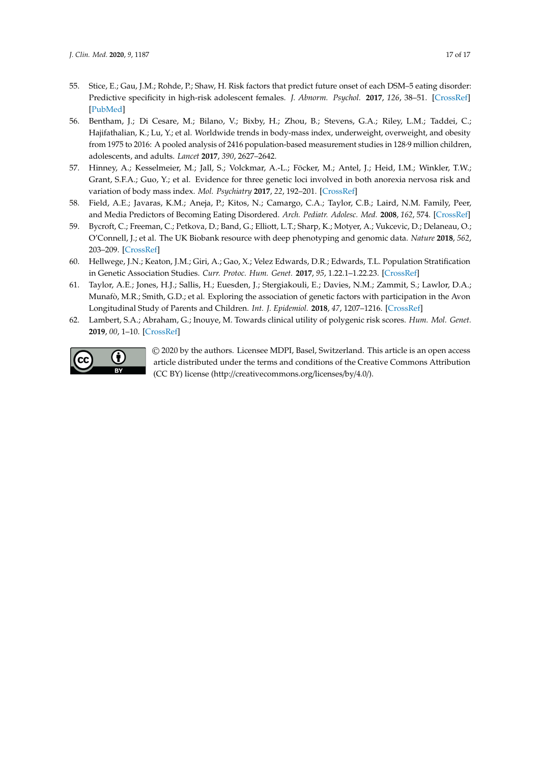55. Stice, E.; Gau, J.M.; Rohde, P.; Shaw, H. Risk factors that predict future onset of each DSM–5 eating disorder: Predictive specificity in high-risk adolescent females. *J. Abnorm. Psychol.* **2017**, *126*, 38–51. [CrossRef] [PubMed]
56. Bentham, J.; Di Cesare, M.; Bilano, V.; Bixby, H.; Zhou, B.; Stevens, G.A.; Riley, L.M.; Taddei, C.; Hajifathalian, K.; Lu, Y.; et al. Worldwide trends in body-mass index, underweight, overweight, and obesity from 1975 to 2016: A pooled analysis of 2416 population-based measurement studies in 128·9 million children, adolescents, and adults. *Lancet* **2017**, *390*, 2627–2642.
57. Hinney, A.; Kesselmeier, M.; Jall, S.; Volckmar, A.-L.; Föcker, M.; Antel, J.; Heid, I.M.; Winkler, T.W.; Grant, S.F.A.; Guo, Y.; et al. Evidence for three genetic loci involved in both anorexia nervosa risk and variation of body mass index. *Mol. Psychiatry* **2017**, *22*, 192–201. [CrossRef]
58. Field, A.E.; Javaras, K.M.; Aneja, P.; Kitos, N.; Camargo, C.A.; Taylor, C.B.; Laird, N.M. Family, Peer, and Media Predictors of Becoming Eating Disordered. *Arch. Pediatr. Adolesc. Med.* **2008**, *162*, 574. [CrossRef]
59. Bycroft, C.; Freeman, C.; Petkova, D.; Band, G.; Elliott, L.T.; Sharp, K.; Motyer, A.; Vukcevic, D.; Delaneau, O.; O'Connell, J.; et al. The UK Biobank resource with deep phenotyping and genomic data. *Nature* **2018**, *562*, 203–209. [CrossRef]
60. Hellwege, J.N.; Keaton, J.M.; Giri, A.; Gao, X.; Velez Edwards, D.R.; Edwards, T.L. Population Stratification in Genetic Association Studies. *Curr. Protoc. Hum. Genet.* **2017**, *95*, 1.22.1–1.22.23. [CrossRef]
61. Taylor, A.E.; Jones, H.J.; Sallis, H.; Euesden, J.; Stergiakouli, E.; Davies, N.M.; Zammit, S.; Lawlor, D.A.; Munafò, M.R.; Smith, G.D.; et al. Exploring the association of genetic factors with participation in the Avon Longitudinal Study of Parents and Children. *Int. J. Epidemiol.* **2018**, *47*, 1207–1216. [CrossRef]
62. Lambert, S.A.; Abraham, G.; Inouye, M. Towards clinical utility of polygenic risk scores. *Hum. Mol. Genet.* **2019**, *00*, 1–10. [CrossRef]

© 2020 by the authors. Licensee MDPI, Basel, Switzerland. This article is an open access article distributed under the terms and conditions of the Creative Commons Attribution (CC BY) license (http://creativecommons.org/licenses/by/4.0/).